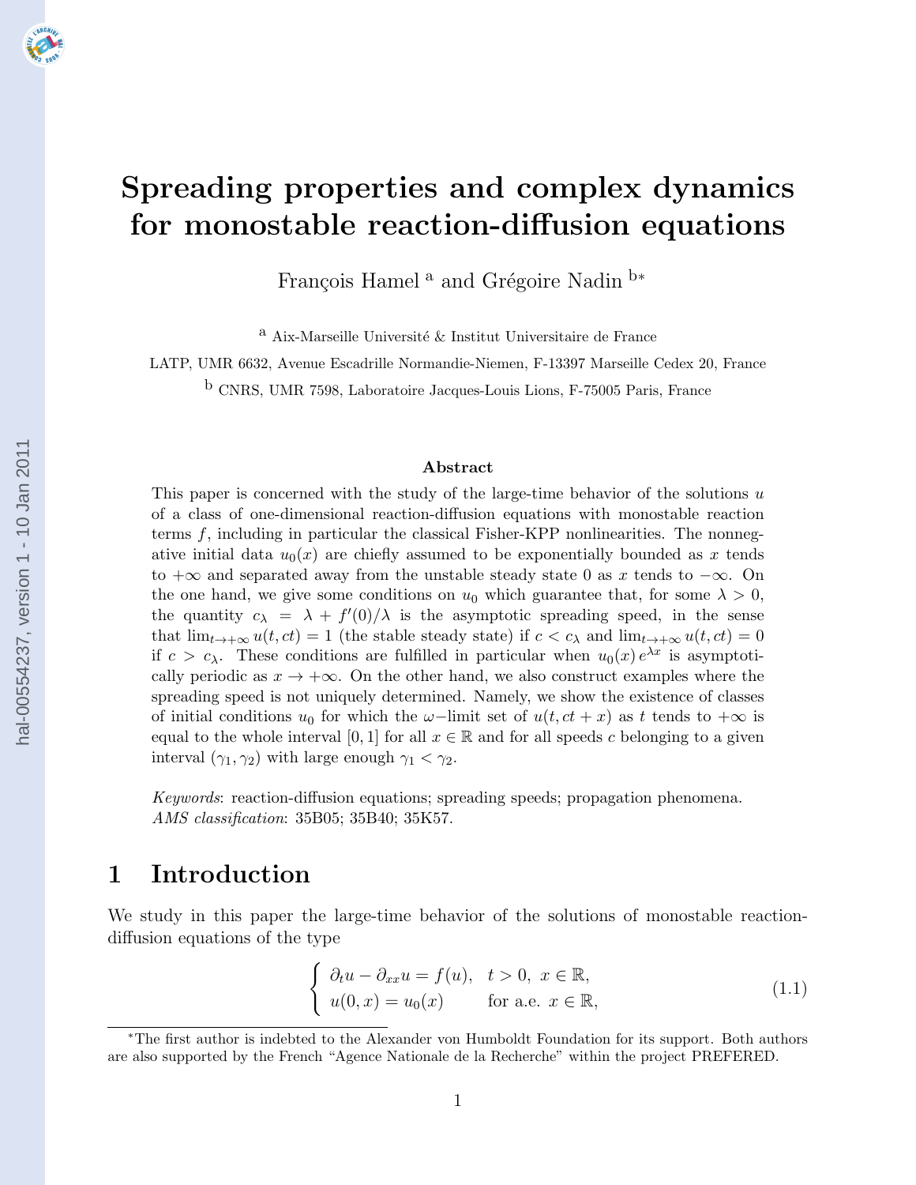# Spreading properties and complex dynamics for monostable reaction-diffusion equations

François Hamel [a] and Grégoire Nadin [b*]

[a] Aix-Marseille Université & Institut Universitaire de France

LATP, UMR 6632, Avenue Escadrille Normandie-Niemen, F-13397 Marseille Cedex 20, France

[b] CNRS, UMR 7598, Laboratoire Jacques-Louis Lions, F-75005 Paris, France

### Abstract

This paper is concerned with the study of the large-time behavior of the solutions $u$ of a class of one-dimensional reaction-diffusion equations with monostable reaction terms $f$, including in particular the classical Fisher-KPP nonlinearities. The nonnegative initial data $u_0(x)$ are chiefly assumed to be exponentially bounded as $x$ tends to $+\infty$ and separated away from the unstable steady state 0 as $x$ tends to $-\infty$. On the one hand, we give some conditions on $u_0$ which guarantee that, for some $\lambda > 0$, the quantity $c_\lambda = \lambda + f'(0)/\lambda$ is the asymptotic spreading speed, in the sense that $\lim_{t\to+\infty} u(t, ct) = 1$ (the stable steady state) if $c < c_\lambda$ and $\lim_{t\to+\infty} u(t, ct) = 0$ if $c > c_\lambda$. These conditions are fulfilled in particular when $u_0(x)\, e^{\lambda x}$ is asymptotically periodic as $x \to +\infty$. On the other hand, we also construct examples where the spreading speed is not uniquely determined. Namely, we show the existence of classes of initial conditions $u_0$ for which the $\omega-$limit set of $u(t, ct + x)$ as $t$ tends to $+\infty$ is equal to the whole interval $[0, 1]$ for all $x \in \mathbb{R}$ and for all speeds $c$ belonging to a given interval $(\gamma_1, \gamma_2)$ with large enough $\gamma_1 < \gamma_2$.

*Keywords*: reaction-diffusion equations; spreading speeds; propagation phenomena.
*AMS classification*: 35B05; 35B40; 35K57.

## 1 Introduction

We study in this paper the large-time behavior of the solutions of monostable reaction-diffusion equations of the type

$$\begin{cases} \partial_t u - \partial_{xx} u = f(u), & t > 0,\ x \in \mathbb{R}, \\ u(0, x) = u_0(x) & \text{for a.e. } x \in \mathbb{R}, \end{cases} \tag{1.1}$$

*The first author is indebted to the Alexander von Humboldt Foundation for its support. Both authors are also supported by the French "Agence Nationale de la Recherche" within the project PREFERED.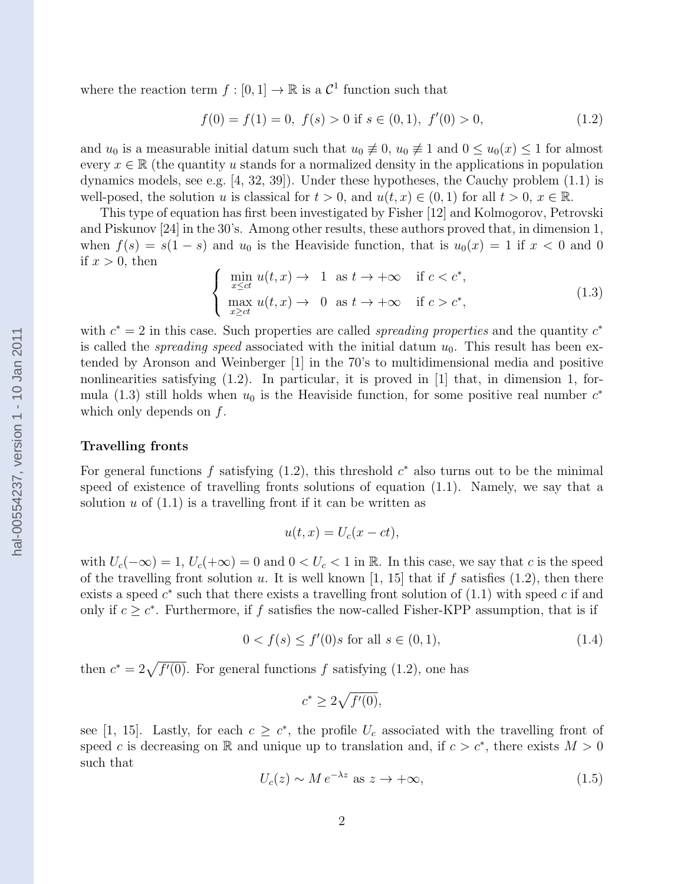where the reaction term $f : [0,1] \to \mathbb{R}$ is a $\mathcal{C}^1$ function such that

$$f(0) = f(1) = 0,\ f(s) > 0 \text{ if } s \in (0,1),\ f'(0) > 0, \tag{1.2}$$

and $u_0$ is a measurable initial datum such that $u_0 \not\equiv 0$, $u_0 \not\equiv 1$ and $0 \leq u_0(x) \leq 1$ for almost every $x \in \mathbb{R}$ (the quantity $u$ stands for a normalized density in the applications in population dynamics models, see e.g. [4, 32, 39]). Under these hypotheses, the Cauchy problem (1.1) is well-posed, the solution $u$ is classical for $t > 0$, and $u(t,x) \in (0,1)$ for all $t > 0$, $x \in \mathbb{R}$.

This type of equation has first been investigated by Fisher [12] and Kolmogorov, Petrovski and Piskunov [24] in the 30's. Among other results, these authors proved that, in dimension 1, when $f(s) = s(1-s)$ and $u_0$ is the Heaviside function, that is $u_0(x) = 1$ if $x < 0$ and $0$ if $x > 0$, then

$$\begin{cases} \displaystyle\min_{x \leq ct} u(t,x) \to \ 1 \ \text{ as } t \to +\infty \quad \text{if } c < c^*, \\ \displaystyle\max_{x \geq ct} u(t,x) \to \ 0 \ \text{ as } t \to +\infty \quad \text{if } c > c^*, \end{cases} \tag{1.3}$$

with $c^* = 2$ in this case. Such properties are called *spreading properties* and the quantity $c^*$ is called the *spreading speed* associated with the initial datum $u_0$. This result has been extended by Aronson and Weinberger [1] in the 70's to multidimensional media and positive nonlinearities satisfying (1.2). In particular, it is proved in [1] that, in dimension 1, formula (1.3) still holds when $u_0$ is the Heaviside function, for some positive real number $c^*$ which only depends on $f$.

**Travelling fronts**

For general functions $f$ satisfying (1.2), this threshold $c^*$ also turns out to be the minimal speed of existence of travelling fronts solutions of equation (1.1). Namely, we say that a solution $u$ of (1.1) is a travelling front if it can be written as

$$u(t,x) = U_c(x - ct),$$

with $U_c(-\infty) = 1$, $U_c(+\infty) = 0$ and $0 < U_c < 1$ in $\mathbb{R}$. In this case, we say that $c$ is the speed of the travelling front solution $u$. It is well known [1, 15] that if $f$ satisfies (1.2), then there exists a speed $c^*$ such that there exists a travelling front solution of (1.1) with speed $c$ if and only if $c \geq c^*$. Furthermore, if $f$ satisfies the now-called Fisher-KPP assumption, that is if

$$0 < f(s) \leq f'(0)s \text{ for all } s \in (0,1), \tag{1.4}$$

then $c^* = 2\sqrt{f'(0)}$. For general functions $f$ satisfying (1.2), one has

$$c^* \geq 2\sqrt{f'(0)},$$

see [1, 15]. Lastly, for each $c \geq c^*$, the profile $U_c$ associated with the travelling front of speed $c$ is decreasing on $\mathbb{R}$ and unique up to translation and, if $c > c^*$, there exists $M > 0$ such that

$$U_c(z) \sim M\, e^{-\lambda z} \text{ as } z \to +\infty, \tag{1.5}$$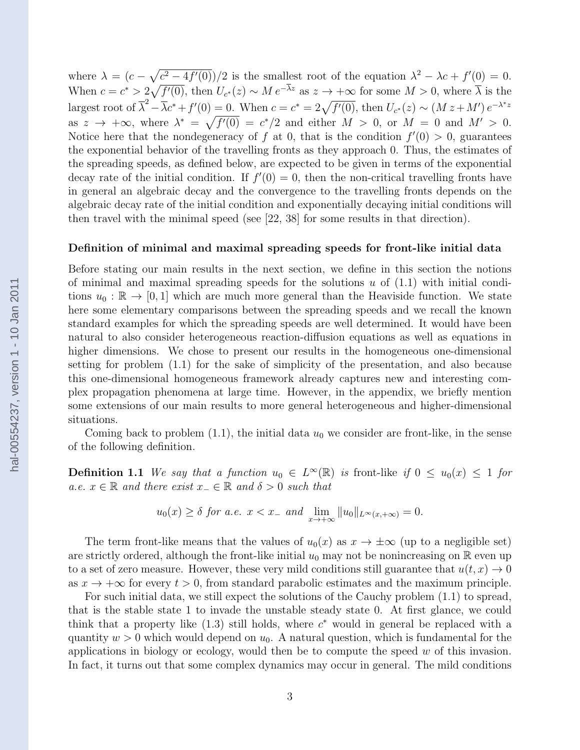where $\lambda = (c - \sqrt{c^2 - 4f'(0)})/2$ is the smallest root of the equation $\lambda^2 - \lambda c + f'(0) = 0$. When $c = c^* > 2\sqrt{f'(0)}$, then $U_{c^*}(z) \sim M\, e^{-\overline{\lambda} z}$ as $z \to +\infty$ for some $M > 0$, where $\overline{\lambda}$ is the largest root of $\overline{\lambda}^2 - \overline{\lambda} c^* + f'(0) = 0$. When $c = c^* = 2\sqrt{f'(0)}$, then $U_{c^*}(z) \sim (M\, z + M')\, e^{-\lambda^* z}$ as $z \to +\infty$, where $\lambda^* = \sqrt{f'(0)} = c^*/2$ and either $M > 0$, or $M = 0$ and $M' > 0$. Notice here that the nondegeneracy of $f$ at 0, that is the condition $f'(0) > 0$, guarantees the exponential behavior of the travelling fronts as they approach 0. Thus, the estimates of the spreading speeds, as defined below, are expected to be given in terms of the exponential decay rate of the initial condition. If $f'(0) = 0$, then the non-critical travelling fronts have in general an algebraic decay and the convergence to the travelling fronts depends on the algebraic decay rate of the initial condition and exponentially decaying initial conditions will then travel with the minimal speed (see [22, 38] for some results in that direction).

**Definition of minimal and maximal spreading speeds for front-like initial data**

Before stating our main results in the next section, we define in this section the notions of minimal and maximal spreading speeds for the solutions $u$ of (1.1) with initial conditions $u_0 : \mathbb{R} \to [0, 1]$ which are much more general than the Heaviside function. We state here some elementary comparisons between the spreading speeds and we recall the known standard examples for which the spreading speeds are well determined. It would have been natural to also consider heterogeneous reaction-diffusion equations as well as equations in higher dimensions. We chose to present our results in the homogeneous one-dimensional setting for problem (1.1) for the sake of simplicity of the presentation, and also because this one-dimensional homogeneous framework already captures new and interesting complex propagation phenomena at large time. However, in the appendix, we briefly mention some extensions of our main results to more general heterogeneous and higher-dimensional situations.

Coming back to problem (1.1), the initial data $u_0$ we consider are front-like, in the sense of the following definition.

**Definition 1.1** *We say that a function $u_0 \in L^\infty(\mathbb{R})$ is* front-like *if $0 \leq u_0(x) \leq 1$ for a.e. $x \in \mathbb{R}$ and there exist $x_- \in \mathbb{R}$ and $\delta > 0$ such that*

$$u_0(x) \geq \delta \text{ for a.e. } x < x_- \text{ and } \lim_{x \to +\infty} \|u_0\|_{L^\infty(x,+\infty)} = 0.$$

The term front-like means that the values of $u_0(x)$ as $x \to \pm\infty$ (up to a negligible set) are strictly ordered, although the front-like initial $u_0$ may not be nonincreasing on $\mathbb{R}$ even up to a set of zero measure. However, these very mild conditions still guarantee that $u(t, x) \to 0$ as $x \to +\infty$ for every $t > 0$, from standard parabolic estimates and the maximum principle.

For such initial data, we still expect the solutions of the Cauchy problem (1.1) to spread, that is the stable state 1 to invade the unstable steady state 0. At first glance, we could think that a property like (1.3) still holds, where $c^*$ would in general be replaced with a quantity $w > 0$ which would depend on $u_0$. A natural question, which is fundamental for the applications in biology or ecology, would then be to compute the speed $w$ of this invasion. In fact, it turns out that some complex dynamics may occur in general. The mild conditions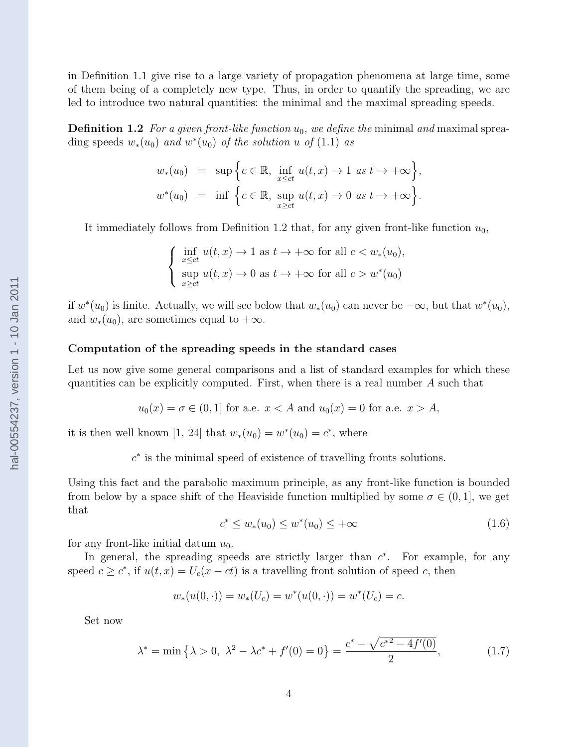in Definition 1.1 give rise to a large variety of propagation phenomena at large time, some of them being of a completely new type. Thus, in order to quantify the spreading, we are led to introduce two natural quantities: the minimal and the maximal spreading speeds.

**Definition 1.2** *For a given front-like function $u_0$, we define the* minimal *and* maximal spreading speeds *$w_*(u_0)$ and $w^*(u_0)$ of the solution $u$ of* (1.1) *as*

$$
\begin{aligned}
w_*(u_0) &= \sup\Big\{c \in \mathbb{R},\ \inf_{x \le ct} u(t,x) \to 1 \text{ as } t \to +\infty\Big\},\\
w^*(u_0) &= \inf\ \Big\{c \in \mathbb{R},\ \sup_{x \ge ct} u(t,x) \to 0 \text{ as } t \to +\infty\Big\}.
\end{aligned}
$$

It immediately follows from Definition 1.2 that, for any given front-like function $u_0$,

$$
\left\{
\begin{array}{l}
\displaystyle\inf_{x \le ct} u(t,x) \to 1 \text{ as } t \to +\infty \text{ for all } c < w_*(u_0),\\
\displaystyle\sup_{x \ge ct} u(t,x) \to 0 \text{ as } t \to +\infty \text{ for all } c > w^*(u_0)
\end{array}
\right.
$$

if $w^*(u_0)$ is finite. Actually, we will see below that $w_*(u_0)$ can never be $-\infty$, but that $w^*(u_0)$, and $w_*(u_0)$, are sometimes equal to $+\infty$.

### Computation of the spreading speeds in the standard cases

Let us now give some general comparisons and a list of standard examples for which these quantities can be explicitly computed. First, when there is a real number $A$ such that

$$
u_0(x) = \sigma \in (0,1] \text{ for a.e. } x < A \text{ and } u_0(x) = 0 \text{ for a.e. } x > A,
$$

it is then well known [1, 24] that $w_*(u_0) = w^*(u_0) = c^*$, where

$$
c^* \text{ is the minimal speed of existence of travelling fronts solutions.}
$$

Using this fact and the parabolic maximum principle, as any front-like function is bounded from below by a space shift of the Heaviside function multiplied by some $\sigma \in (0,1]$, we get that

$$
c^* \le w_*(u_0) \le w^*(u_0) \le +\infty \tag{1.6}
$$

for any front-like initial datum $u_0$.

In general, the spreading speeds are strictly larger than $c^*$. For example, for any speed $c \ge c^*$, if $u(t,x) = U_c(x - ct)$ is a travelling front solution of speed $c$, then

$$
w_*(u(0,\cdot)) = w_*(U_c) = w^*(u(0,\cdot)) = w^*(U_c) = c.
$$

Set now

$$
\lambda^* = \min\big\{\lambda > 0,\ \lambda^2 - \lambda c^* + f'(0) = 0\big\} = \frac{c^* - \sqrt{c^{*2} - 4f'(0)}}{2}, \tag{1.7}
$$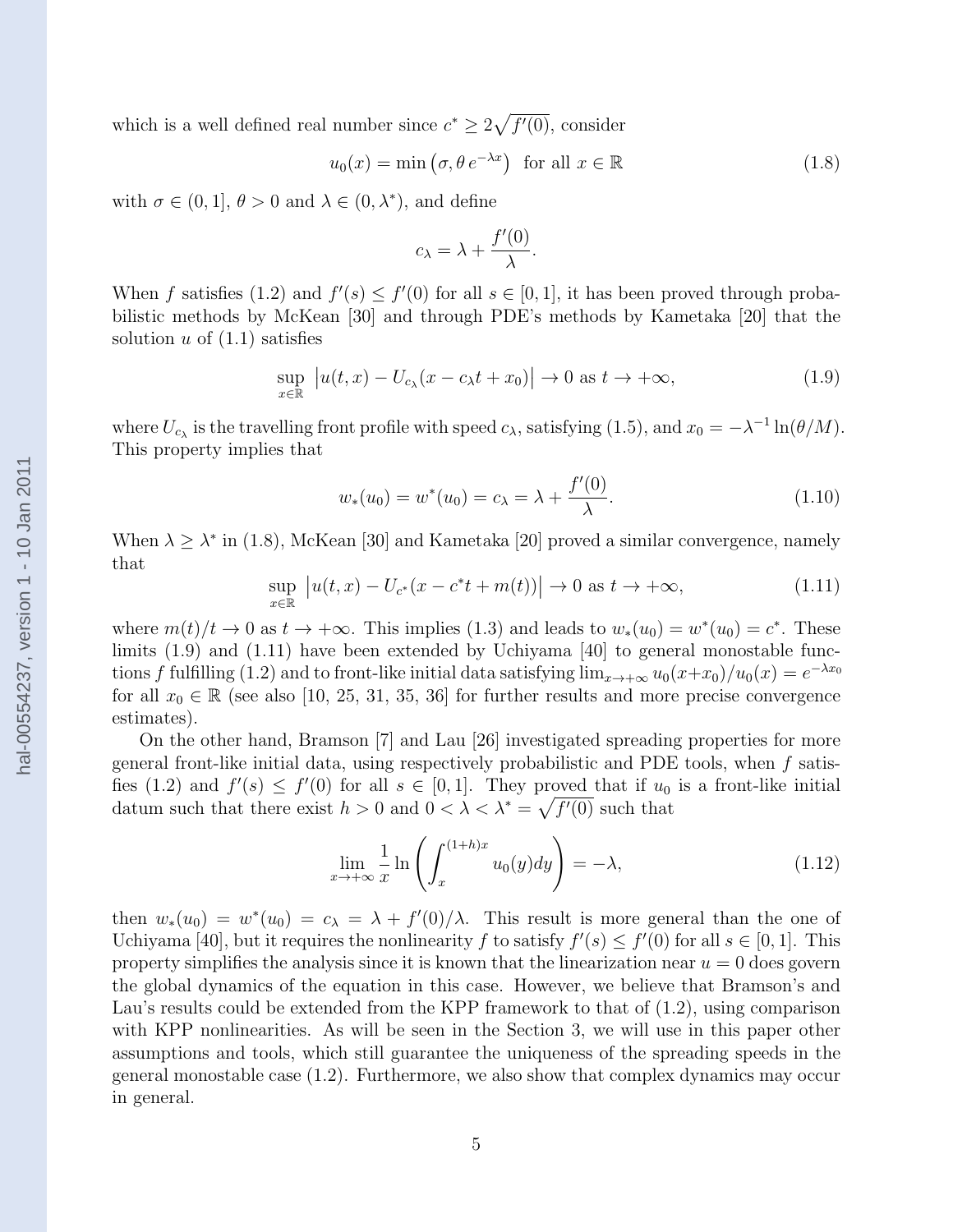which is a well defined real number since $c^* \geq 2\sqrt{f'(0)}$, consider

$$u_0(x) = \min\left(\sigma, \theta\, e^{-\lambda x}\right) \text{ for all } x \in \mathbb{R} \tag{1.8}$$

with $\sigma \in (0, 1]$, $\theta > 0$ and $\lambda \in (0, \lambda^*)$, and define

$$c_\lambda = \lambda + \frac{f'(0)}{\lambda}.$$

When $f$ satisfies (1.2) and $f'(s) \leq f'(0)$ for all $s \in [0, 1]$, it has been proved through probabilistic methods by McKean [30] and through PDE's methods by Kametaka [20] that the solution $u$ of (1.1) satisfies

$$\sup_{x \in \mathbb{R}} \left| u(t, x) - U_{c_\lambda}(x - c_\lambda t + x_0) \right| \to 0 \text{ as } t \to +\infty, \tag{1.9}$$

where $U_{c_\lambda}$ is the travelling front profile with speed $c_\lambda$, satisfying (1.5), and $x_0 = -\lambda^{-1} \ln(\theta/M)$. This property implies that

$$w_*(u_0) = w^*(u_0) = c_\lambda = \lambda + \frac{f'(0)}{\lambda}. \tag{1.10}$$

When $\lambda \geq \lambda^*$ in (1.8), McKean [30] and Kametaka [20] proved a similar convergence, namely that

$$\sup_{x \in \mathbb{R}} \left| u(t, x) - U_{c^*}(x - c^* t + m(t)) \right| \to 0 \text{ as } t \to +\infty, \tag{1.11}$$

where $m(t)/t \to 0$ as $t \to +\infty$. This implies (1.3) and leads to $w_*(u_0) = w^*(u_0) = c^*$. These limits (1.9) and (1.11) have been extended by Uchiyama [40] to general monostable functions $f$ fulfilling (1.2) and to front-like initial data satisfying $\lim_{x \to +\infty} u_0(x + x_0)/u_0(x) = e^{-\lambda x_0}$ for all $x_0 \in \mathbb{R}$ (see also [10, 25, 31, 35, 36] for further results and more precise convergence estimates).

On the other hand, Bramson [7] and Lau [26] investigated spreading properties for more general front-like initial data, using respectively probabilistic and PDE tools, when $f$ satisfies (1.2) and $f'(s) \leq f'(0)$ for all $s \in [0, 1]$. They proved that if $u_0$ is a front-like initial datum such that there exist $h > 0$ and $0 < \lambda < \lambda^* = \sqrt{f'(0)}$ such that

$$\lim_{x \to +\infty} \frac{1}{x} \ln\left(\int_x^{(1+h)x} u_0(y)dy\right) = -\lambda, \tag{1.12}$$

then $w_*(u_0) = w^*(u_0) = c_\lambda = \lambda + f'(0)/\lambda$. This result is more general than the one of Uchiyama [40], but it requires the nonlinearity $f$ to satisfy $f'(s) \leq f'(0)$ for all $s \in [0, 1]$. This property simplifies the analysis since it is known that the linearization near $u = 0$ does govern the global dynamics of the equation in this case. However, we believe that Bramson's and Lau's results could be extended from the KPP framework to that of (1.2), using comparison with KPP nonlinearities. As will be seen in the Section 3, we will use in this paper other assumptions and tools, which still guarantee the uniqueness of the spreading speeds in the general monostable case (1.2). Furthermore, we also show that complex dynamics may occur in general.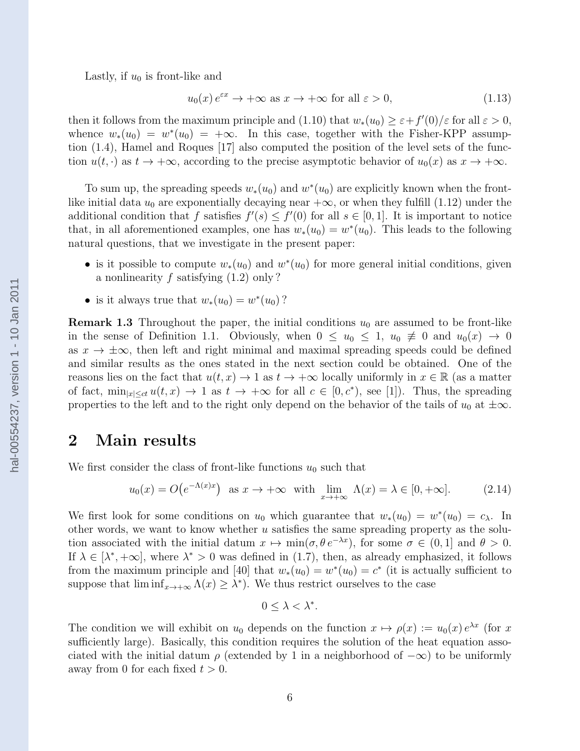Lastly, if $u_0$ is front-like and

$$u_0(x)\, e^{\varepsilon x} \to +\infty \text{ as } x \to +\infty \text{ for all } \varepsilon > 0, \tag{1.13}$$

then it follows from the maximum principle and (1.10) that $w_*(u_0) \geq \varepsilon + f'(0)/\varepsilon$ for all $\varepsilon > 0$, whence $w_*(u_0) = w^*(u_0) = +\infty$. In this case, together with the Fisher-KPP assumption (1.4), Hamel and Roques [17] also computed the position of the level sets of the function $u(t,\cdot)$ as $t \to +\infty$, according to the precise asymptotic behavior of $u_0(x)$ as $x \to +\infty$.

To sum up, the spreading speeds $w_*(u_0)$ and $w^*(u_0)$ are explicitly known when the front-like initial data $u_0$ are exponentially decaying near $+\infty$, or when they fulfill (1.12) under the additional condition that $f$ satisfies $f'(s) \leq f'(0)$ for all $s \in [0,1]$. It is important to notice that, in all aforementioned examples, one has $w_*(u_0) = w^*(u_0)$. This leads to the following natural questions, that we investigate in the present paper:

- is it possible to compute $w_*(u_0)$ and $w^*(u_0)$ for more general initial conditions, given a nonlinearity $f$ satisfying (1.2) only ?
- is it always true that $w_*(u_0) = w^*(u_0)$ ?

**Remark 1.3** Throughout the paper, the initial conditions $u_0$ are assumed to be front-like in the sense of Definition 1.1. Obviously, when $0 \leq u_0 \leq 1$, $u_0 \not\equiv 0$ and $u_0(x) \to 0$ as $x \to \pm\infty$, then left and right minimal and maximal spreading speeds could be defined and similar results as the ones stated in the next section could be obtained. One of the reasons lies on the fact that $u(t,x) \to 1$ as $t \to +\infty$ locally uniformly in $x \in \mathbb{R}$ (as a matter of fact, $\min_{|x| \leq ct} u(t,x) \to 1$ as $t \to +\infty$ for all $c \in [0, c^*)$, see [1]). Thus, the spreading properties to the left and to the right only depend on the behavior of the tails of $u_0$ at $\pm\infty$.

## 2 Main results

We first consider the class of front-like functions $u_0$ such that

$$u_0(x) = O\big(e^{-\Lambda(x)x}\big) \;\text{ as } x \to +\infty \;\text{ with } \lim_{x \to +\infty} \Lambda(x) = \lambda \in [0, +\infty]. \tag{2.14}$$

We first look for some conditions on $u_0$ which guarantee that $w_*(u_0) = w^*(u_0) = c_\lambda$. In other words, we want to know whether $u$ satisfies the same spreading property as the solution associated with the initial datum $x \mapsto \min(\sigma, \theta\, e^{-\lambda x})$, for some $\sigma \in (0,1]$ and $\theta > 0$. If $\lambda \in [\lambda^*, +\infty]$, where $\lambda^* > 0$ was defined in (1.7), then, as already emphasized, it follows from the maximum principle and [40] that $w_*(u_0) = w^*(u_0) = c^*$ (it is actually sufficient to suppose that $\liminf_{x \to +\infty} \Lambda(x) \geq \lambda^*$). We thus restrict ourselves to the case

$$0 \leq \lambda < \lambda^*.$$

The condition we will exhibit on $u_0$ depends on the function $x \mapsto \rho(x) := u_0(x)\, e^{\lambda x}$ (for $x$ sufficiently large). Basically, this condition requires the solution of the heat equation associated with the initial datum $\rho$ (extended by 1 in a neighborhood of $-\infty$) to be uniformly away from 0 for each fixed $t > 0$.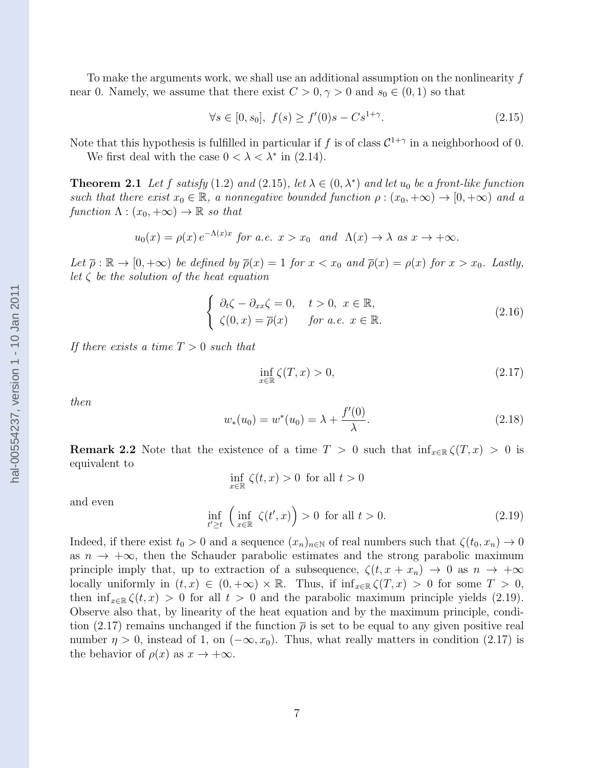To make the arguments work, we shall use an additional assumption on the nonlinearity $f$ near 0. Namely, we assume that there exist $C > 0, \gamma > 0$ and $s_0 \in (0,1)$ so that

$$\forall s \in [0, s_0],\ f(s) \geq f'(0)s - Cs^{1+\gamma}. \tag{2.15}$$

Note that this hypothesis is fulfilled in particular if $f$ is of class $\mathcal{C}^{1+\gamma}$ in a neighborhood of 0.

We first deal with the case $0 < \lambda < \lambda^*$ in (2.14).

**Theorem 2.1** *Let $f$ satisfy* (1.2) *and* (2.15)*, let $\lambda \in (0, \lambda^*)$ and let $u_0$ be a front-like function such that there exist $x_0 \in \mathbb{R}$, a nonnegative bounded function $\rho : (x_0, +\infty) \to [0, +\infty)$ and a function $\Lambda : (x_0, +\infty) \to \mathbb{R}$ so that*

$$u_0(x) = \rho(x)\, e^{-\Lambda(x)x} \text{ for a.e. } x > x_0 \quad \text{and} \quad \Lambda(x) \to \lambda \text{ as } x \to +\infty.$$

*Let $\overline{\rho} : \mathbb{R} \to [0, +\infty)$ be defined by $\overline{\rho}(x) = 1$ for $x < x_0$ and $\overline{\rho}(x) = \rho(x)$ for $x > x_0$. Lastly, let $\zeta$ be the solution of the heat equation*

$$\begin{cases} \partial_t \zeta - \partial_{xx}\zeta = 0, & t > 0,\ x \in \mathbb{R}, \\ \zeta(0, x) = \overline{\rho}(x) & \text{for a.e. } x \in \mathbb{R}. \end{cases} \tag{2.16}$$

*If there exists a time $T > 0$ such that*

$$\inf_{x \in \mathbb{R}} \zeta(T, x) > 0, \tag{2.17}$$

*then*

$$w_*(u_0) = w^*(u_0) = \lambda + \frac{f'(0)}{\lambda}. \tag{2.18}$$

**Remark 2.2** Note that the existence of a time $T > 0$ such that $\inf_{x \in \mathbb{R}} \zeta(T, x) > 0$ is equivalent to

$$\inf_{x \in \mathbb{R}} \zeta(t, x) > 0 \text{ for all } t > 0$$

and even

$$\inf_{t' \geq t} \Big( \inf_{x \in \mathbb{R}} \zeta(t', x) \Big) > 0 \text{ for all } t > 0. \tag{2.19}$$

Indeed, if there exist $t_0 > 0$ and a sequence $(x_n)_{n \in \mathbb{N}}$ of real numbers such that $\zeta(t_0, x_n) \to 0$ as $n \to +\infty$, then the Schauder parabolic estimates and the strong parabolic maximum principle imply that, up to extraction of a subsequence, $\zeta(t, x + x_n) \to 0$ as $n \to +\infty$ locally uniformly in $(t, x) \in (0, +\infty) \times \mathbb{R}$. Thus, if $\inf_{x \in \mathbb{R}} \zeta(T, x) > 0$ for some $T > 0$, then $\inf_{x \in \mathbb{R}} \zeta(t, x) > 0$ for all $t > 0$ and the parabolic maximum principle yields (2.19). Observe also that, by linearity of the heat equation and by the maximum principle, condition (2.17) remains unchanged if the function $\overline{\rho}$ is set to be equal to any given positive real number $\eta > 0$, instead of 1, on $(-\infty, x_0)$. Thus, what really matters in condition (2.17) is the behavior of $\rho(x)$ as $x \to +\infty$.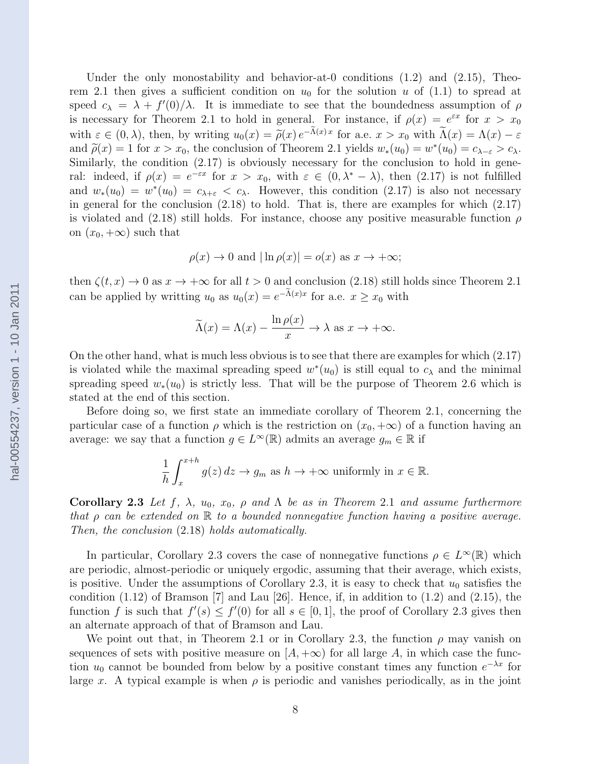Under the only monostability and behavior-at-0 conditions (1.2) and (2.15), Theorem 2.1 then gives a sufficient condition on $u_0$ for the solution $u$ of (1.1) to spread at speed $c_\lambda = \lambda + f'(0)/\lambda$. It is immediate to see that the boundedness assumption of $\rho$ is necessary for Theorem 2.1 to hold in general. For instance, if $\rho(x) = e^{\varepsilon x}$ for $x > x_0$ with $\varepsilon \in (0, \lambda)$, then, by writing $u_0(x) = \widetilde{\rho}(x)\, e^{-\widetilde{\Lambda}(x)\, x}$ for a.e. $x > x_0$ with $\widetilde{\Lambda}(x) = \Lambda(x) - \varepsilon$ and $\widetilde{\rho}(x) = 1$ for $x > x_0$, the conclusion of Theorem 2.1 yields $w_*(u_0) = w^*(u_0) = c_{\lambda-\varepsilon} > c_\lambda$. Similarly, the condition (2.17) is obviously necessary for the conclusion to hold in general: indeed, if $\rho(x) = e^{-\varepsilon x}$ for $x > x_0$, with $\varepsilon \in (0, \lambda^* - \lambda)$, then (2.17) is not fulfilled and $w_*(u_0) = w^*(u_0) = c_{\lambda+\varepsilon} < c_\lambda$. However, this condition (2.17) is also not necessary in general for the conclusion (2.18) to hold. That is, there are examples for which (2.17) is violated and (2.18) still holds. For instance, choose any positive measurable function $\rho$ on $(x_0, +\infty)$ such that

$$\rho(x) \to 0 \text{ and } |\ln \rho(x)| = o(x) \text{ as } x \to +\infty;$$

then $\zeta(t, x) \to 0$ as $x \to +\infty$ for all $t > 0$ and conclusion (2.18) still holds since Theorem 2.1 can be applied by writting $u_0$ as $u_0(x) = e^{-\widetilde{\Lambda}(x) x}$ for a.e. $x \geq x_0$ with

$$\widetilde{\Lambda}(x) = \Lambda(x) - \frac{\ln \rho(x)}{x} \to \lambda \text{ as } x \to +\infty.$$

On the other hand, what is much less obvious is to see that there are examples for which (2.17) is violated while the maximal spreading speed $w^*(u_0)$ is still equal to $c_\lambda$ and the minimal spreading speed $w_*(u_0)$ is strictly less. That will be the purpose of Theorem 2.6 which is stated at the end of this section.

Before doing so, we first state an immediate corollary of Theorem 2.1, concerning the particular case of a function $\rho$ which is the restriction on $(x_0, +\infty)$ of a function having an average: we say that a function $g \in L^\infty(\mathbb{R})$ admits an average $g_m \in \mathbb{R}$ if

$$\frac{1}{h} \int_x^{x+h} g(z)\, dz \to g_m \text{ as } h \to +\infty \text{ uniformly in } x \in \mathbb{R}.$$

**Corollary 2.3** *Let $f$, $\lambda$, $u_0$, $x_0$, $\rho$ and $\Lambda$ be as in Theorem* 2.1 *and assume furthermore that $\rho$ can be extended on $\mathbb{R}$ to a bounded nonnegative function having a positive average. Then, the conclusion* (2.18) *holds automatically.*

In particular, Corollary 2.3 covers the case of nonnegative functions $\rho \in L^\infty(\mathbb{R})$ which are periodic, almost-periodic or uniquely ergodic, assuming that their average, which exists, is positive. Under the assumptions of Corollary 2.3, it is easy to check that $u_0$ satisfies the condition (1.12) of Bramson [7] and Lau [26]. Hence, if, in addition to (1.2) and (2.15), the function $f$ is such that $f'(s) \leq f'(0)$ for all $s \in [0, 1]$, the proof of Corollary 2.3 gives then an alternate approach of that of Bramson and Lau.

We point out that, in Theorem 2.1 or in Corollary 2.3, the function $\rho$ may vanish on sequences of sets with positive measure on $[A, +\infty)$ for all large $A$, in which case the function $u_0$ cannot be bounded from below by a positive constant times any function $e^{-\lambda x}$ for large $x$. A typical example is when $\rho$ is periodic and vanishes periodically, as in the joint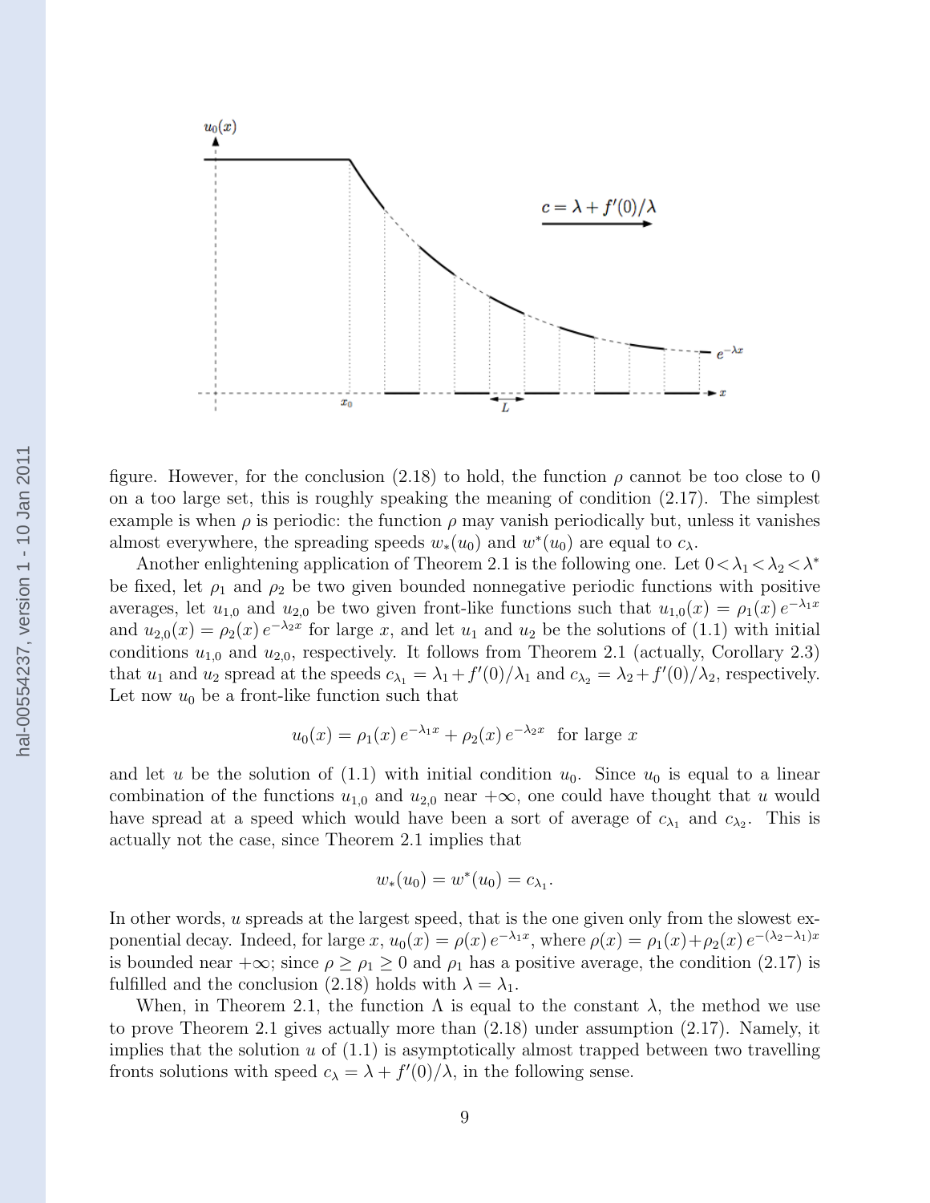figure. However, for the conclusion (2.18) to hold, the function $\rho$ cannot be too close to 0 on a too large set, this is roughly speaking the meaning of condition (2.17). The simplest example is when $\rho$ is periodic: the function $\rho$ may vanish periodically but, unless it vanishes almost everywhere, the spreading speeds $w_*(u_0)$ and $w^*(u_0)$ are equal to $c_\lambda$.

Another enlightening application of Theorem 2.1 is the following one. Let $0<\lambda_1<\lambda_2<\lambda^*$ be fixed, let $\rho_1$ and $\rho_2$ be two given bounded nonnegative periodic functions with positive averages, let $u_{1,0}$ and $u_{2,0}$ be two given front-like functions such that $u_{1,0}(x) = \rho_1(x)\,e^{-\lambda_1 x}$ and $u_{2,0}(x) = \rho_2(x)\,e^{-\lambda_2 x}$ for large $x$, and let $u_1$ and $u_2$ be the solutions of (1.1) with initial conditions $u_{1,0}$ and $u_{2,0}$, respectively. It follows from Theorem 2.1 (actually, Corollary 2.3) that $u_1$ and $u_2$ spread at the speeds $c_{\lambda_1} = \lambda_1 + f'(0)/\lambda_1$ and $c_{\lambda_2} = \lambda_2 + f'(0)/\lambda_2$, respectively. Let now $u_0$ be a front-like function such that

$$u_0(x) = \rho_1(x)\,e^{-\lambda_1 x} + \rho_2(x)\,e^{-\lambda_2 x} \ \text{ for large } x$$

and let $u$ be the solution of (1.1) with initial condition $u_0$. Since $u_0$ is equal to a linear combination of the functions $u_{1,0}$ and $u_{2,0}$ near $+\infty$, one could have thought that $u$ would have spread at a speed which would have been a sort of average of $c_{\lambda_1}$ and $c_{\lambda_2}$. This is actually not the case, since Theorem 2.1 implies that

$$w_*(u_0) = w^*(u_0) = c_{\lambda_1}.$$

In other words, $u$ spreads at the largest speed, that is the one given only from the slowest exponential decay. Indeed, for large $x$, $u_0(x) = \rho(x)\,e^{-\lambda_1 x}$, where $\rho(x) = \rho_1(x) + \rho_2(x)\,e^{-(\lambda_2-\lambda_1)x}$ is bounded near $+\infty$; since $\rho \geq \rho_1 \geq 0$ and $\rho_1$ has a positive average, the condition (2.17) is fulfilled and the conclusion (2.18) holds with $\lambda = \lambda_1$.

When, in Theorem 2.1, the function $\Lambda$ is equal to the constant $\lambda$, the method we use to prove Theorem 2.1 gives actually more than (2.18) under assumption (2.17). Namely, it implies that the solution $u$ of (1.1) is asymptotically almost trapped between two travelling fronts solutions with speed $c_\lambda = \lambda + f'(0)/\lambda$, in the following sense.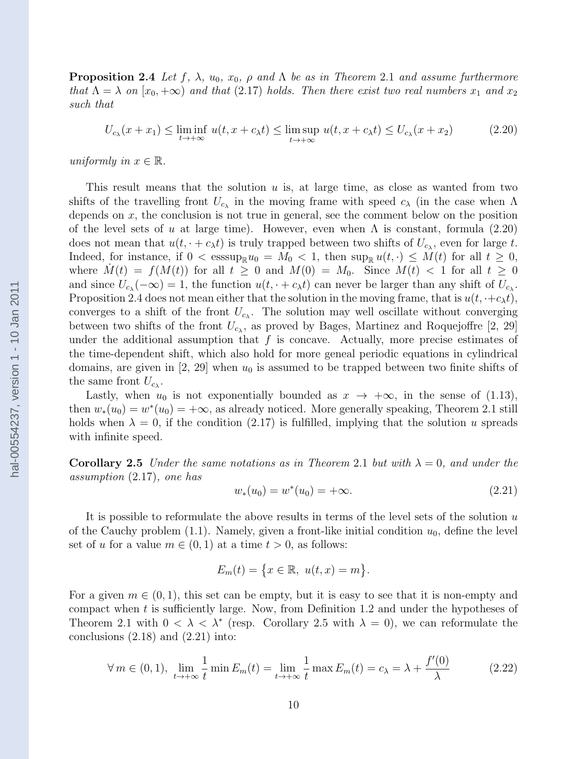**Proposition 2.4** *Let $f$, $\lambda$, $u_0$, $x_0$, $\rho$ and $\Lambda$ be as in Theorem* 2.1 *and assume furthermore that $\Lambda = \lambda$ on $[x_0, +\infty)$ and that* (2.17) *holds. Then there exist two real numbers $x_1$ and $x_2$ such that*

$$U_{c_\lambda}(x + x_1) \le \liminf_{t\to+\infty} u(t, x + c_\lambda t) \le \limsup_{t\to+\infty} u(t, x + c_\lambda t) \le U_{c_\lambda}(x + x_2) \tag{2.20}$$

*uniformly in $x \in \mathbb{R}$.*

This result means that the solution $u$ is, at large time, as close as wanted from two shifts of the travelling front $U_{c_\lambda}$ in the moving frame with speed $c_\lambda$ (in the case when $\Lambda$ depends on $x$, the conclusion is not true in general, see the comment below on the position of the level sets of $u$ at large time). However, even when $\Lambda$ is constant, formula (2.20) does not mean that $u(t, \cdot + c_\lambda t)$ is truly trapped between two shifts of $U_{c_\lambda}$, even for large $t$. Indeed, for instance, if $0 < \mathrm{esssup}_{\mathbb{R}} u_0 = M_0 < 1$, then $\sup_{\mathbb{R}} u(t, \cdot) \le M(t)$ for all $t \ge 0$, where $\dot{M}(t) = f(M(t))$ for all $t \ge 0$ and $M(0) = M_0$. Since $M(t) < 1$ for all $t \ge 0$ and since $U_{c_\lambda}(-\infty) = 1$, the function $u(t, \cdot + c_\lambda t)$ can never be larger than any shift of $U_{c_\lambda}$. Proposition 2.4 does not mean either that the solution in the moving frame, that is $u(t, \cdot + c_\lambda t)$, converges to a shift of the front $U_{c_\lambda}$. The solution may well oscillate without converging between two shifts of the front $U_{c_\lambda}$, as proved by Bages, Martinez and Roquejoffre [2, 29] under the additional assumption that $f$ is concave. Actually, more precise estimates of the time-dependent shift, which also hold for more geneal periodic equations in cylindrical domains, are given in [2, 29] when $u_0$ is assumed to be trapped between two finite shifts of the same front $U_{c_\lambda}$.

Lastly, when $u_0$ is not exponentially bounded as $x \to +\infty$, in the sense of (1.13), then $w_*(u_0) = w^*(u_0) = +\infty$, as already noticed. More generally speaking, Theorem 2.1 still holds when $\lambda = 0$, if the condition (2.17) is fulfilled, implying that the solution $u$ spreads with infinite speed.

**Corollary 2.5** *Under the same notations as in Theorem* 2.1 *but with $\lambda = 0$, and under the assumption* (2.17)*, one has*

$$w_*(u_0) = w^*(u_0) = +\infty. \tag{2.21}$$

It is possible to reformulate the above results in terms of the level sets of the solution $u$ of the Cauchy problem (1.1). Namely, given a front-like initial condition $u_0$, define the level set of $u$ for a value $m \in (0, 1)$ at a time $t > 0$, as follows:

$$E_m(t) = \big\{x \in \mathbb{R},\ u(t, x) = m\big\}.$$

For a given $m \in (0, 1)$, this set can be empty, but it is easy to see that it is non-empty and compact when $t$ is sufficiently large. Now, from Definition 1.2 and under the hypotheses of Theorem 2.1 with $0 < \lambda < \lambda^*$ (resp. Corollary 2.5 with $\lambda = 0$), we can reformulate the conclusions (2.18) and (2.21) into:

$$\forall\, m \in (0, 1),\ \lim_{t\to+\infty} \frac{1}{t} \min E_m(t) = \lim_{t\to+\infty} \frac{1}{t} \max E_m(t) = c_\lambda = \lambda + \frac{f'(0)}{\lambda} \tag{2.22}$$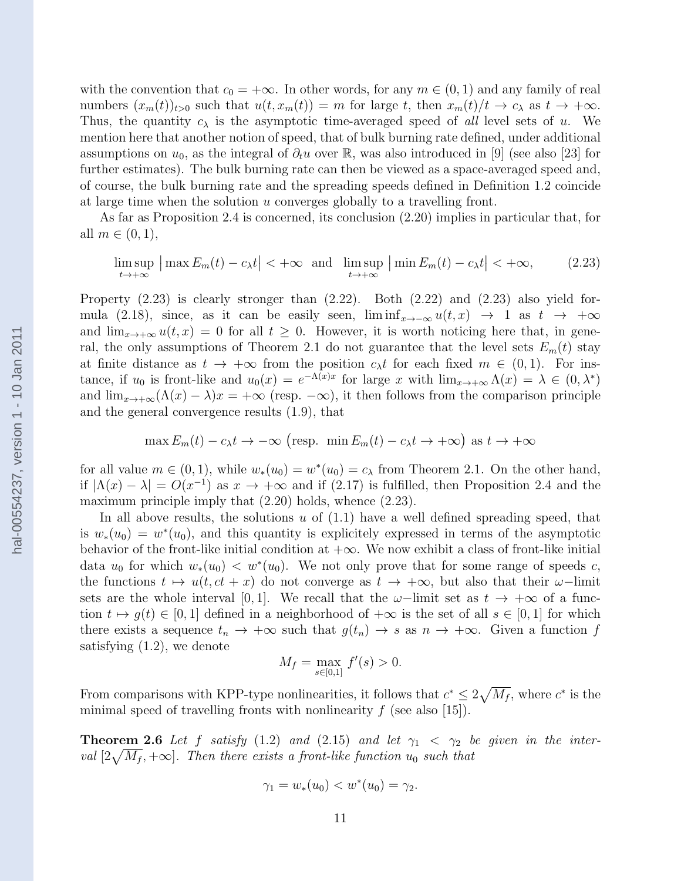with the convention that $c_0 = +\infty$. In other words, for any $m \in (0,1)$ and any family of real numbers $(x_m(t))_{t>0}$ such that $u(t, x_m(t)) = m$ for large $t$, then $x_m(t)/t \to c_\lambda$ as $t \to +\infty$. Thus, the quantity $c_\lambda$ is the asymptotic time-averaged speed of *all* level sets of $u$. We mention here that another notion of speed, that of bulk burning rate defined, under additional assumptions on $u_0$, as the integral of $\partial_t u$ over $\mathbb{R}$, was also introduced in [9] (see also [23] for further estimates). The bulk burning rate can then be viewed as a space-averaged speed and, of course, the bulk burning rate and the spreading speeds defined in Definition 1.2 coincide at large time when the solution $u$ converges globally to a travelling front.

As far as Proposition 2.4 is concerned, its conclusion (2.20) implies in particular that, for all $m \in (0,1)$,

$$\limsup_{t\to+\infty} \big|\max E_m(t) - c_\lambda t\big| < +\infty \quad \text{and} \quad \limsup_{t\to+\infty} \big|\min E_m(t) - c_\lambda t\big| < +\infty, \tag{2.23}$$

Property (2.23) is clearly stronger than (2.22). Both (2.22) and (2.23) also yield formula (2.18), since, as it can be easily seen, $\liminf_{x\to-\infty} u(t,x) \to 1$ as $t \to +\infty$ and $\lim_{x\to+\infty} u(t,x) = 0$ for all $t \geq 0$. However, it is worth noticing here that, in general, the only assumptions of Theorem 2.1 do not guarantee that the level sets $E_m(t)$ stay at finite distance as $t \to +\infty$ from the position $c_\lambda t$ for each fixed $m \in (0,1)$. For instance, if $u_0$ is front-like and $u_0(x) = e^{-\Lambda(x)x}$ for large $x$ with $\lim_{x\to+\infty} \Lambda(x) = \lambda \in (0, \lambda^*)$ and $\lim_{x\to+\infty}(\Lambda(x) - \lambda)x = +\infty$ (resp. $-\infty$), it then follows from the comparison principle and the general convergence results (1.9), that

$$\max E_m(t) - c_\lambda t \to -\infty \ \big(\text{resp. } \min E_m(t) - c_\lambda t \to +\infty\big) \text{ as } t \to +\infty$$

for all value $m \in (0,1)$, while $w_*(u_0) = w^*(u_0) = c_\lambda$ from Theorem 2.1. On the other hand, if $|\Lambda(x) - \lambda| = O(x^{-1})$ as $x \to +\infty$ and if (2.17) is fulfilled, then Proposition 2.4 and the maximum principle imply that (2.20) holds, whence (2.23).

In all above results, the solutions $u$ of (1.1) have a well defined spreading speed, that is $w_*(u_0) = w^*(u_0)$, and this quantity is explicitely expressed in terms of the asymptotic behavior of the front-like initial condition at $+\infty$. We now exhibit a class of front-like initial data $u_0$ for which $w_*(u_0) < w^*(u_0)$. We not only prove that for some range of speeds $c$, the functions $t \mapsto u(t, ct + x)$ do not converge as $t \to +\infty$, but also that their $\omega-$limit sets are the whole interval $[0,1]$. We recall that the $\omega-$limit set as $t \to +\infty$ of a function $t \mapsto g(t) \in [0,1]$ defined in a neighborhood of $+\infty$ is the set of all $s \in [0,1]$ for which there exists a sequence $t_n \to +\infty$ such that $g(t_n) \to s$ as $n \to +\infty$. Given a function $f$ satisfying (1.2), we denote

$$M_f = \max_{s\in[0,1]} f'(s) > 0.$$

From comparisons with KPP-type nonlinearities, it follows that $c^* \leq 2\sqrt{M_f}$, where $c^*$ is the minimal speed of travelling fronts with nonlinearity $f$ (see also [15]).

**Theorem 2.6** *Let $f$ satisfy (1.2) and (2.15) and let $\gamma_1 < \gamma_2$ be given in the interval $[2\sqrt{M_f}, +\infty]$. Then there exists a front-like function $u_0$ such that*

$$\gamma_1 = w_*(u_0) < w^*(u_0) = \gamma_2.$$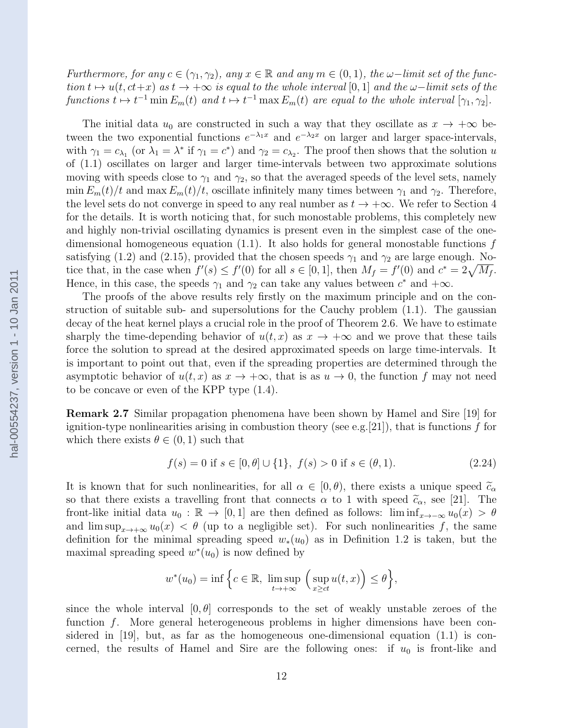*Furthermore, for any $c \in (\gamma_1, \gamma_2)$, any $x \in \mathbb{R}$ and any $m \in (0,1)$, the $\omega-$limit set of the function $t \mapsto u(t, ct+x)$ as $t \to +\infty$ is equal to the whole interval $[0,1]$ and the $\omega-$limit sets of the functions $t \mapsto t^{-1} \min E_m(t)$ and $t \mapsto t^{-1} \max E_m(t)$ are equal to the whole interval $[\gamma_1, \gamma_2]$.*

The initial data $u_0$ are constructed in such a way that they oscillate as $x \to +\infty$ between the two exponential functions $e^{-\lambda_1 x}$ and $e^{-\lambda_2 x}$ on larger and larger space-intervals, with $\gamma_1 = c_{\lambda_1}$ (or $\lambda_1 = \lambda^*$ if $\gamma_1 = c^*$) and $\gamma_2 = c_{\lambda_2}$. The proof then shows that the solution $u$ of (1.1) oscillates on larger and larger time-intervals between two approximate solutions moving with speeds close to $\gamma_1$ and $\gamma_2$, so that the averaged speeds of the level sets, namely $\min E_m(t)/t$ and $\max E_m(t)/t$, oscillate infinitely many times between $\gamma_1$ and $\gamma_2$. Therefore, the level sets do not converge in speed to any real number as $t \to +\infty$. We refer to Section 4 for the details. It is worth noticing that, for such monostable problems, this completely new and highly non-trivial oscillating dynamics is present even in the simplest case of the one-dimensional homogeneous equation (1.1). It also holds for general monostable functions $f$ satisfying (1.2) and (2.15), provided that the chosen speeds $\gamma_1$ and $\gamma_2$ are large enough. Notice that, in the case when $f'(s) \le f'(0)$ for all $s \in [0,1]$, then $M_f = f'(0)$ and $c^* = 2\sqrt{M_f}$. Hence, in this case, the speeds $\gamma_1$ and $\gamma_2$ can take any values between $c^*$ and $+\infty$.

The proofs of the above results rely firstly on the maximum principle and on the construction of suitable sub- and supersolutions for the Cauchy problem (1.1). The gaussian decay of the heat kernel plays a crucial role in the proof of Theorem 2.6. We have to estimate sharply the time-depending behavior of $u(t,x)$ as $x \to +\infty$ and we prove that these tails force the solution to spread at the desired approximated speeds on large time-intervals. It is important to point out that, even if the spreading properties are determined through the asymptotic behavior of $u(t,x)$ as $x \to +\infty$, that is as $u \to 0$, the function $f$ may not need to be concave or even of the KPP type (1.4).

**Remark 2.7** Similar propagation phenomena have been shown by Hamel and Sire [19] for ignition-type nonlinearities arising in combustion theory (see e.g.[21]), that is functions $f$ for which there exists $\theta \in (0,1)$ such that

$$f(s) = 0 \text{ if } s \in [0,\theta] \cup \{1\}, \ f(s) > 0 \text{ if } s \in (\theta, 1). \tag{2.24}$$

It is known that for such nonlinearities, for all $\alpha \in [0,\theta)$, there exists a unique speed $\widetilde{c}_\alpha$ so that there exists a travelling front that connects $\alpha$ to 1 with speed $\widetilde{c}_\alpha$, see [21]. The front-like initial data $u_0 : \mathbb{R} \to [0,1]$ are then defined as follows: $\liminf_{x\to-\infty} u_0(x) > \theta$ and $\limsup_{x\to+\infty} u_0(x) < \theta$ (up to a negligible set). For such nonlinearities $f$, the same definition for the minimal spreading speed $w_*(u_0)$ as in Definition 1.2 is taken, but the maximal spreading speed $w^*(u_0)$ is now defined by

$$w^*(u_0) = \inf\Big\{c \in \mathbb{R}, \ \limsup_{t\to+\infty} \Big(\sup_{x \ge ct} u(t,x)\Big) \le \theta\Big\},$$

since the whole interval $[0,\theta]$ corresponds to the set of weakly unstable zeroes of the function $f$. More general heterogeneous problems in higher dimensions have been considered in [19], but, as far as the homogeneous one-dimensional equation (1.1) is concerned, the results of Hamel and Sire are the following ones: if $u_0$ is front-like and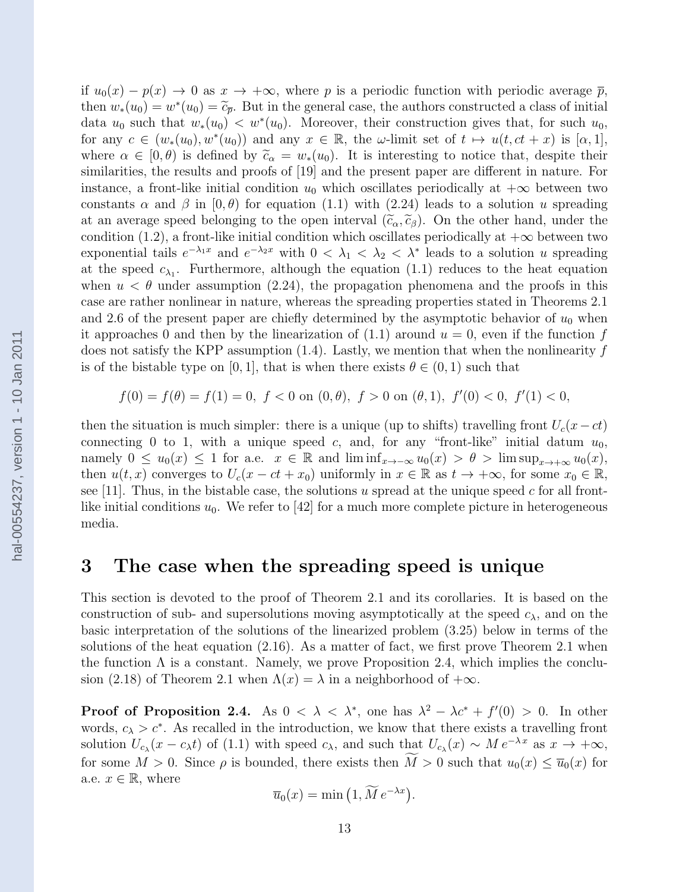if $u_0(x) - p(x) \to 0$ as $x \to +\infty$, where $p$ is a periodic function with periodic average $\overline{p}$, then $w_*(u_0) = w^*(u_0) = \widetilde{c}_{\overline{p}}$. But in the general case, the authors constructed a class of initial data $u_0$ such that $w_*(u_0) < w^*(u_0)$. Moreover, their construction gives that, for such $u_0$, for any $c \in (w_*(u_0), w^*(u_0))$ and any $x \in \mathbb{R}$, the $\omega$-limit set of $t \mapsto u(t, ct + x)$ is $[\alpha, 1]$, where $\alpha \in [0, \theta)$ is defined by $\widetilde{c}_\alpha = w_*(u_0)$. It is interesting to notice that, despite their similarities, the results and proofs of [19] and the present paper are different in nature. For instance, a front-like initial condition $u_0$ which oscillates periodically at $+\infty$ between two constants $\alpha$ and $\beta$ in $[0, \theta)$ for equation (1.1) with (2.24) leads to a solution $u$ spreading at an average speed belonging to the open interval $(\widetilde{c}_\alpha, \widetilde{c}_\beta)$. On the other hand, under the condition (1.2), a front-like initial condition which oscillates periodically at $+\infty$ between two exponential tails $e^{-\lambda_1 x}$ and $e^{-\lambda_2 x}$ with $0 < \lambda_1 < \lambda_2 < \lambda^*$ leads to a solution $u$ spreading at the speed $c_{\lambda_1}$. Furthermore, although the equation (1.1) reduces to the heat equation when $u < \theta$ under assumption (2.24), the propagation phenomena and the proofs in this case are rather nonlinear in nature, whereas the spreading properties stated in Theorems 2.1 and 2.6 of the present paper are chiefly determined by the asymptotic behavior of $u_0$ when it approaches 0 and then by the linearization of (1.1) around $u = 0$, even if the function $f$ does not satisfy the KPP assumption (1.4). Lastly, we mention that when the nonlinearity $f$ is of the bistable type on $[0, 1]$, that is when there exists $\theta \in (0, 1)$ such that

$$f(0) = f(\theta) = f(1) = 0,\ f < 0 \text{ on } (0, \theta),\ f > 0 \text{ on } (\theta, 1),\ f'(0) < 0,\ f'(1) < 0,$$

then the situation is much simpler: there is a unique (up to shifts) travelling front $U_c(x - ct)$ connecting 0 to 1, with a unique speed $c$, and, for any "front-like" initial datum $u_0$, namely $0 \le u_0(x) \le 1$ for a.e. $x \in \mathbb{R}$ and $\liminf_{x \to -\infty} u_0(x) > \theta > \limsup_{x \to +\infty} u_0(x)$, then $u(t, x)$ converges to $U_c(x - ct + x_0)$ uniformly in $x \in \mathbb{R}$ as $t \to +\infty$, for some $x_0 \in \mathbb{R}$, see [11]. Thus, in the bistable case, the solutions $u$ spread at the unique speed $c$ for all front-like initial conditions $u_0$. We refer to [42] for a much more complete picture in heterogeneous media.

# 3 The case when the spreading speed is unique

This section is devoted to the proof of Theorem 2.1 and its corollaries. It is based on the construction of sub- and supersolutions moving asymptotically at the speed $c_\lambda$, and on the basic interpretation of the solutions of the linearized problem (3.25) below in terms of the solutions of the heat equation (2.16). As a matter of fact, we first prove Theorem 2.1 when the function $\Lambda$ is a constant. Namely, we prove Proposition 2.4, which implies the conclusion (2.18) of Theorem 2.1 when $\Lambda(x) = \lambda$ in a neighborhood of $+\infty$.

**Proof of Proposition 2.4.** As $0 < \lambda < \lambda^*$, one has $\lambda^2 - \lambda c^* + f'(0) > 0$. In other words, $c_\lambda > c^*$. As recalled in the introduction, we know that there exists a travelling front solution $U_{c_\lambda}(x - c_\lambda t)$ of (1.1) with speed $c_\lambda$, and such that $U_{c_\lambda}(x) \sim M\, e^{-\lambda x}$ as $x \to +\infty$, for some $M > 0$. Since $\rho$ is bounded, there exists then $\widetilde{M} > 0$ such that $u_0(x) \le \overline{u}_0(x)$ for a.e. $x \in \mathbb{R}$, where

$$\overline{u}_0(x) = \min\big(1, \widetilde{M}\, e^{-\lambda x}\big).$$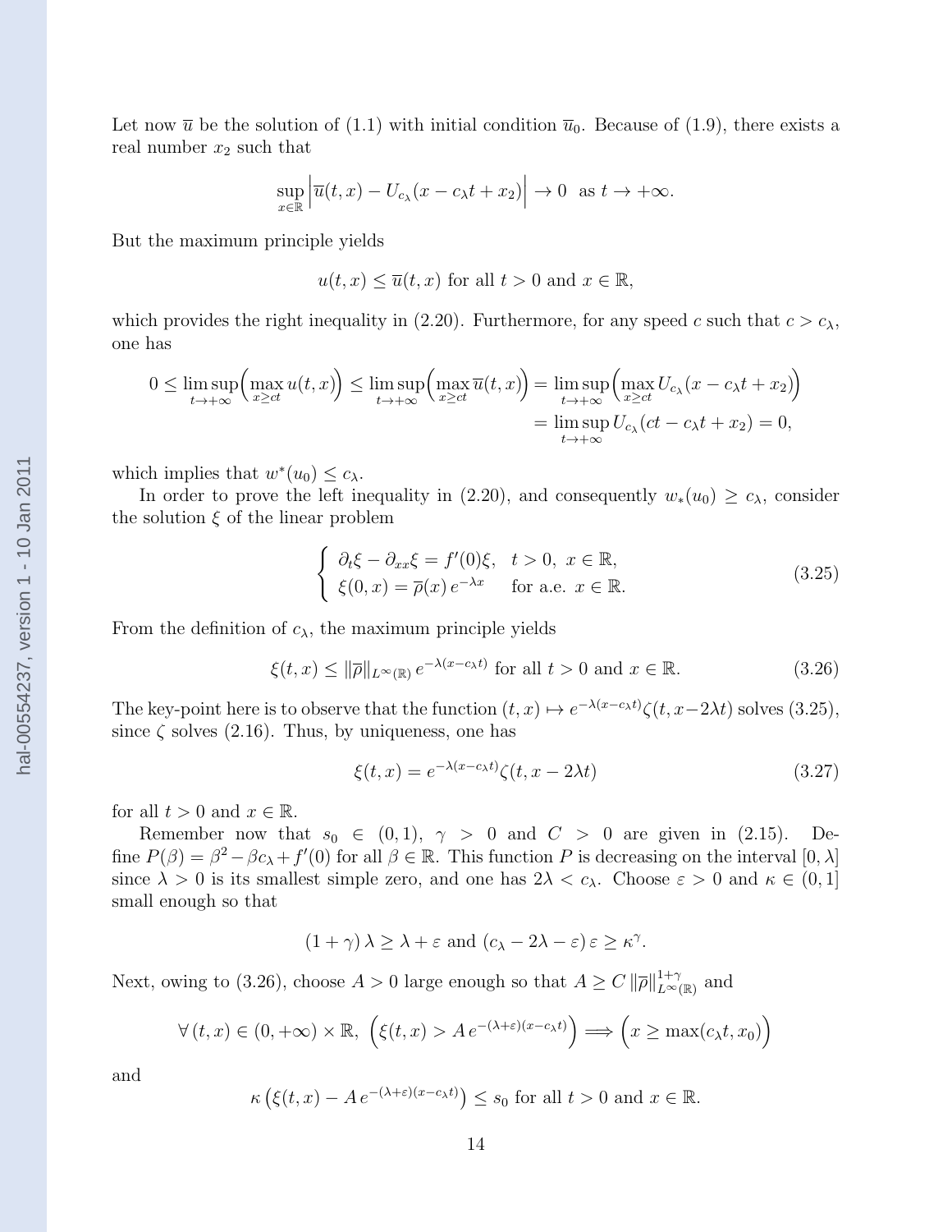Let now $\overline{u}$ be the solution of (1.1) with initial condition $\overline{u}_0$. Because of (1.9), there exists a real number $x_2$ such that

$$\sup_{x\in\mathbb{R}}\Big|\overline{u}(t,x)-U_{c_\lambda}(x-c_\lambda t+x_2)\Big|\to 0\ \text{ as } t\to+\infty.$$

But the maximum principle yields

$$u(t,x)\le \overline{u}(t,x) \text{ for all } t>0 \text{ and } x\in\mathbb{R},$$

which provides the right inequality in (2.20). Furthermore, for any speed $c$ such that $c>c_\lambda$, one has

$$\begin{aligned}0\le \limsup_{t\to+\infty}\Big(\max_{x\ge ct}u(t,x)\Big)\le \limsup_{t\to+\infty}\Big(\max_{x\ge ct}\overline{u}(t,x)\Big)&=\limsup_{t\to+\infty}\Big(\max_{x\ge ct}U_{c_\lambda}(x-c_\lambda t+x_2)\Big)\\ &=\limsup_{t\to+\infty}U_{c_\lambda}(ct-c_\lambda t+x_2)=0,\end{aligned}$$

which implies that $w^*(u_0)\le c_\lambda$.

In order to prove the left inequality in (2.20), and consequently $w_*(u_0)\ge c_\lambda$, consider the solution $\xi$ of the linear problem

$$\left\{\begin{array}{ll}\partial_t\xi-\partial_{xx}\xi=f'(0)\xi, & t>0,\ x\in\mathbb{R},\\ \xi(0,x)=\overline{\rho}(x)\,e^{-\lambda x} & \text{for a.e. } x\in\mathbb{R}.\end{array}\right. \tag{3.25}$$

From the definition of $c_\lambda$, the maximum principle yields

$$\xi(t,x)\le \|\overline{\rho}\|_{L^\infty(\mathbb{R})}\,e^{-\lambda(x-c_\lambda t)} \text{ for all } t>0 \text{ and } x\in\mathbb{R}. \tag{3.26}$$

The key-point here is to observe that the function $(t,x)\mapsto e^{-\lambda(x-c_\lambda t)}\zeta(t,x-2\lambda t)$ solves (3.25), since $\zeta$ solves (2.16). Thus, by uniqueness, one has

$$\xi(t,x)=e^{-\lambda(x-c_\lambda t)}\zeta(t,x-2\lambda t) \tag{3.27}$$

for all $t>0$ and $x\in\mathbb{R}$.

Remember now that $s_0\in(0,1)$, $\gamma>0$ and $C>0$ are given in (2.15). Define $P(\beta)=\beta^2-\beta c_\lambda+f'(0)$ for all $\beta\in\mathbb{R}$. This function $P$ is decreasing on the interval $[0,\lambda]$ since $\lambda>0$ is its smallest simple zero, and one has $2\lambda<c_\lambda$. Choose $\varepsilon>0$ and $\kappa\in(0,1]$ small enough so that

$$(1+\gamma)\,\lambda\ge\lambda+\varepsilon \text{ and } (c_\lambda-2\lambda-\varepsilon)\,\varepsilon\ge\kappa^\gamma.$$

Next, owing to (3.26), choose $A>0$ large enough so that $A\ge C\,\|\overline{\rho}\|^{1+\gamma}_{L^\infty(\mathbb{R})}$ and

$$\forall\,(t,x)\in(0,+\infty)\times\mathbb{R},\ \Big(\xi(t,x)>A\,e^{-(\lambda+\varepsilon)(x-c_\lambda t)}\Big)\Longrightarrow\Big(x\ge\max(c_\lambda t,x_0)\Big)$$

and

$$\kappa\left(\xi(t,x)-A\,e^{-(\lambda+\varepsilon)(x-c_\lambda t)}\right)\le s_0 \text{ for all } t>0 \text{ and } x\in\mathbb{R}.$$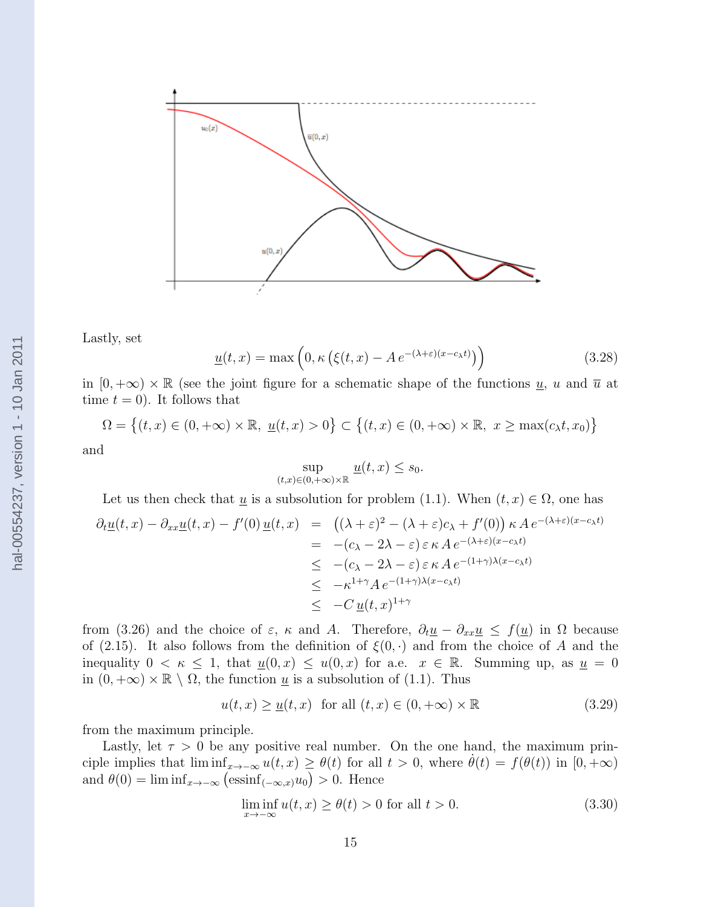Lastly, set

$$\underline{u}(t,x) = \max\Big(0, \kappa\left(\xi(t,x) - A\,e^{-(\lambda+\varepsilon)(x-c_\lambda t)}\right)\Big) \tag{3.28}$$

in $[0,+\infty)\times\mathbb{R}$ (see the joint figure for a schematic shape of the functions $\underline{u}$, $u$ and $\overline{u}$ at time $t=0$). It follows that

$$\Omega = \big\{(t,x)\in(0,+\infty)\times\mathbb{R},\ \underline{u}(t,x)>0\big\} \subset \big\{(t,x)\in(0,+\infty)\times\mathbb{R},\ x\geq \max(c_\lambda t, x_0)\big\}$$

and

$$\sup_{(t,x)\in(0,+\infty)\times\mathbb{R}} \underline{u}(t,x) \leq s_0.$$

Let us then check that $\underline{u}$ is a subsolution for problem (1.1). When $(t,x)\in\Omega$, one has

$$\begin{aligned}
\partial_t\underline{u}(t,x) - \partial_{xx}\underline{u}(t,x) - f'(0)\,\underline{u}(t,x) &= \big((\lambda+\varepsilon)^2 - (\lambda+\varepsilon)c_\lambda + f'(0)\big)\,\kappa\,A\,e^{-(\lambda+\varepsilon)(x-c_\lambda t)}\\
&= -(c_\lambda - 2\lambda - \varepsilon)\,\varepsilon\,\kappa\,A\,e^{-(\lambda+\varepsilon)(x-c_\lambda t)}\\
&\leq -(c_\lambda - 2\lambda - \varepsilon)\,\varepsilon\,\kappa\,A\,e^{-(1+\gamma)\lambda(x-c_\lambda t)}\\
&\leq -\kappa^{1+\gamma}A\,e^{-(1+\gamma)\lambda(x-c_\lambda t)}\\
&\leq -C\,\underline{u}(t,x)^{1+\gamma}
\end{aligned}$$

from (3.26) and the choice of $\varepsilon$, $\kappa$ and $A$. Therefore, $\partial_t\underline{u} - \partial_{xx}\underline{u} \leq f(\underline{u})$ in $\Omega$ because of (2.15). It also follows from the definition of $\xi(0,\cdot)$ and from the choice of $A$ and the inequality $0<\kappa\leq 1$, that $\underline{u}(0,x)\leq u(0,x)$ for a.e. $x\in\mathbb{R}$. Summing up, as $\underline{u}=0$ in $(0,+\infty)\times\mathbb{R}\setminus\Omega$, the function $\underline{u}$ is a subsolution of (1.1). Thus

$$u(t,x)\geq \underline{u}(t,x)\ \text{ for all } (t,x)\in(0,+\infty)\times\mathbb{R} \tag{3.29}$$

from the maximum principle.

Lastly, let $\tau>0$ be any positive real number. On the one hand, the maximum principle implies that $\liminf_{x\to-\infty} u(t,x)\geq\theta(t)$ for all $t>0$, where $\dot\theta(t) = f(\theta(t))$ in $[0,+\infty)$ and $\theta(0) = \liminf_{x\to-\infty}\big(\mathrm{essinf}_{(-\infty,x)}u_0\big)>0$. Hence

$$\liminf_{x\to-\infty} u(t,x)\geq\theta(t)>0 \text{ for all } t>0. \tag{3.30}$$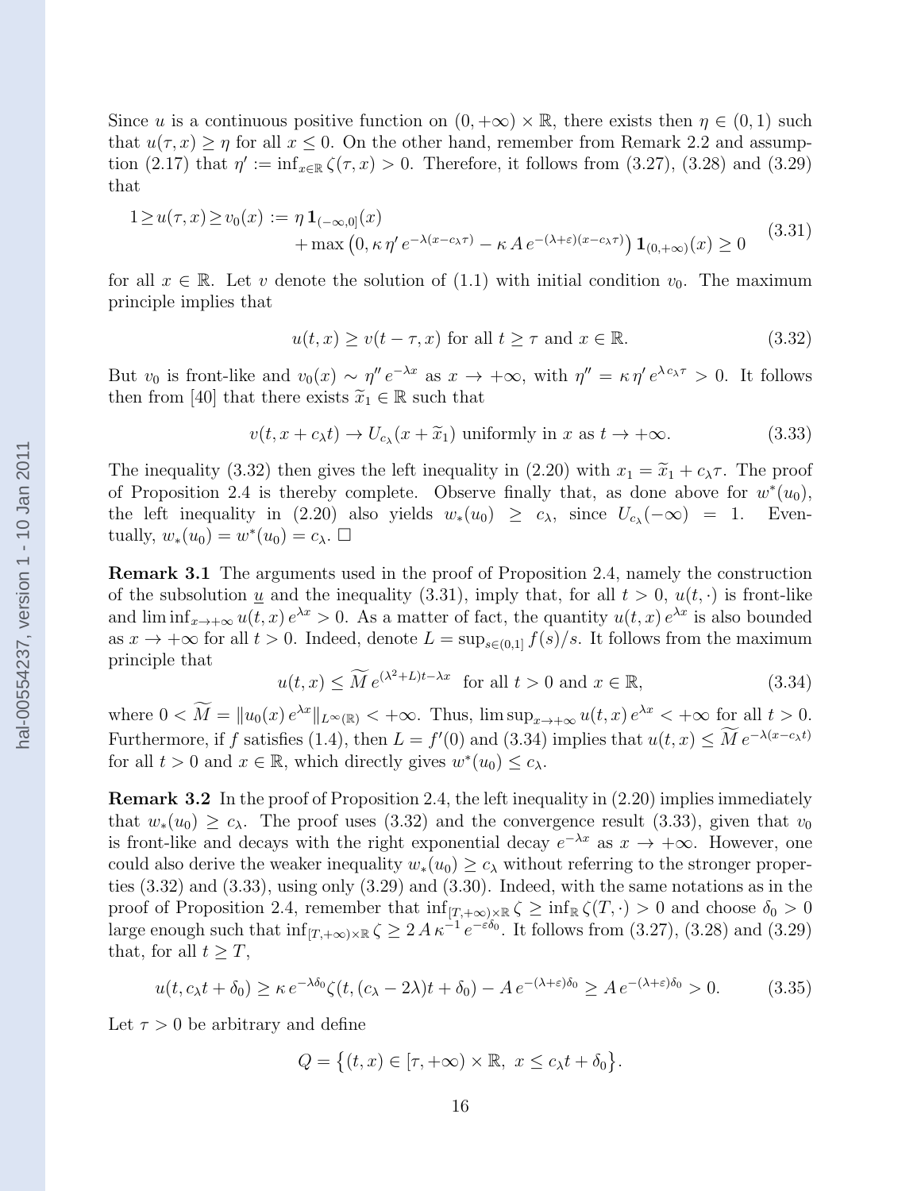Since $u$ is a continuous positive function on $(0,+\infty)\times\mathbb{R}$, there exists then $\eta\in(0,1)$ such that $u(\tau,x)\geq\eta$ for all $x\leq 0$. On the other hand, remember from Remark 2.2 and assumption (2.17) that $\eta':=\inf_{x\in\mathbb{R}}\zeta(\tau,x)>0$. Therefore, it follows from (3.27), (3.28) and (3.29) that

$$
\begin{aligned}
1\geq u(\tau,x)\geq v_0(x) := {} & \eta\,\mathbf{1}_{(-\infty,0]}(x)\\
& +\max\left(0,\kappa\,\eta'\,e^{-\lambda(x-c_\lambda\tau)}-\kappa\,A\,e^{-(\lambda+\varepsilon)(x-c_\lambda\tau)}\right)\mathbf{1}_{(0,+\infty)}(x)\geq 0
\end{aligned}
\tag{3.31}
$$

for all $x\in\mathbb{R}$. Let $v$ denote the solution of (1.1) with initial condition $v_0$. The maximum principle implies that

$$
u(t,x)\geq v(t-\tau,x)\text{ for all }t\geq\tau\text{ and }x\in\mathbb{R}. \tag{3.32}
$$

But $v_0$ is front-like and $v_0(x)\sim\eta''\,e^{-\lambda x}$ as $x\to+\infty$, with $\eta''=\kappa\,\eta'\,e^{\lambda c_\lambda\tau}>0$. It follows then from [40] that there exists $\widetilde{x}_1\in\mathbb{R}$ such that

$$
v(t,x+c_\lambda t)\to U_{c_\lambda}(x+\widetilde{x}_1)\text{ uniformly in }x\text{ as }t\to+\infty. \tag{3.33}
$$

The inequality (3.32) then gives the left inequality in (2.20) with $x_1=\widetilde{x}_1+c_\lambda\tau$. The proof of Proposition 2.4 is thereby complete. Observe finally that, as done above for $w^*(u_0)$, the left inequality in (2.20) also yields $w_*(u_0)\geq c_\lambda$, since $U_{c_\lambda}(-\infty)=1$. Eventually, $w_*(u_0)=w^*(u_0)=c_\lambda$. $\Box$

**Remark 3.1** The arguments used in the proof of Proposition 2.4, namely the construction of the subsolution $\underline{u}$ and the inequality (3.31), imply that, for all $t>0$, $u(t,\cdot)$ is front-like and $\liminf_{x\to+\infty}u(t,x)\,e^{\lambda x}>0$. As a matter of fact, the quantity $u(t,x)\,e^{\lambda x}$ is also bounded as $x\to+\infty$ for all $t>0$. Indeed, denote $L=\sup_{s\in(0,1]}f(s)/s$. It follows from the maximum principle that

$$
u(t,x)\leq\widetilde{M}\,e^{(\lambda^2+L)t-\lambda x}\ \text{ for all }t>0\text{ and }x\in\mathbb{R}, \tag{3.34}
$$

where $0<\widetilde{M}=\|u_0(x)\,e^{\lambda x}\|_{L^\infty(\mathbb{R})}<+\infty$. Thus, $\limsup_{x\to+\infty}u(t,x)\,e^{\lambda x}<+\infty$ for all $t>0$. Furthermore, if $f$ satisfies (1.4), then $L=f'(0)$ and (3.34) implies that $u(t,x)\leq\widetilde{M}\,e^{-\lambda(x-c_\lambda t)}$ for all $t>0$ and $x\in\mathbb{R}$, which directly gives $w^*(u_0)\leq c_\lambda$.

**Remark 3.2** In the proof of Proposition 2.4, the left inequality in (2.20) implies immediately that $w_*(u_0)\geq c_\lambda$. The proof uses (3.32) and the convergence result (3.33), given that $v_0$ is front-like and decays with the right exponential decay $e^{-\lambda x}$ as $x\to+\infty$. However, one could also derive the weaker inequality $w_*(u_0)\geq c_\lambda$ without referring to the stronger properties (3.32) and (3.33), using only (3.29) and (3.30). Indeed, with the same notations as in the proof of Proposition 2.4, remember that $\inf_{[T,+\infty)\times\mathbb{R}}\zeta\geq\inf_{\mathbb{R}}\zeta(T,\cdot)>0$ and choose $\delta_0>0$ large enough such that $\inf_{[T,+\infty)\times\mathbb{R}}\zeta\geq 2\,A\,\kappa^{-1}\,e^{-\varepsilon\delta_0}$. It follows from (3.27), (3.28) and (3.29) that, for all $t\geq T$,

$$
u(t,c_\lambda t+\delta_0)\geq\kappa\,e^{-\lambda\delta_0}\zeta(t,(c_\lambda-2\lambda)t+\delta_0)-A\,e^{-(\lambda+\varepsilon)\delta_0}\geq A\,e^{-(\lambda+\varepsilon)\delta_0}>0. \tag{3.35}
$$

Let $\tau>0$ be arbitrary and define

$$
Q=\big\{(t,x)\in[\tau,+\infty)\times\mathbb{R},\ x\leq c_\lambda t+\delta_0\big\}.
$$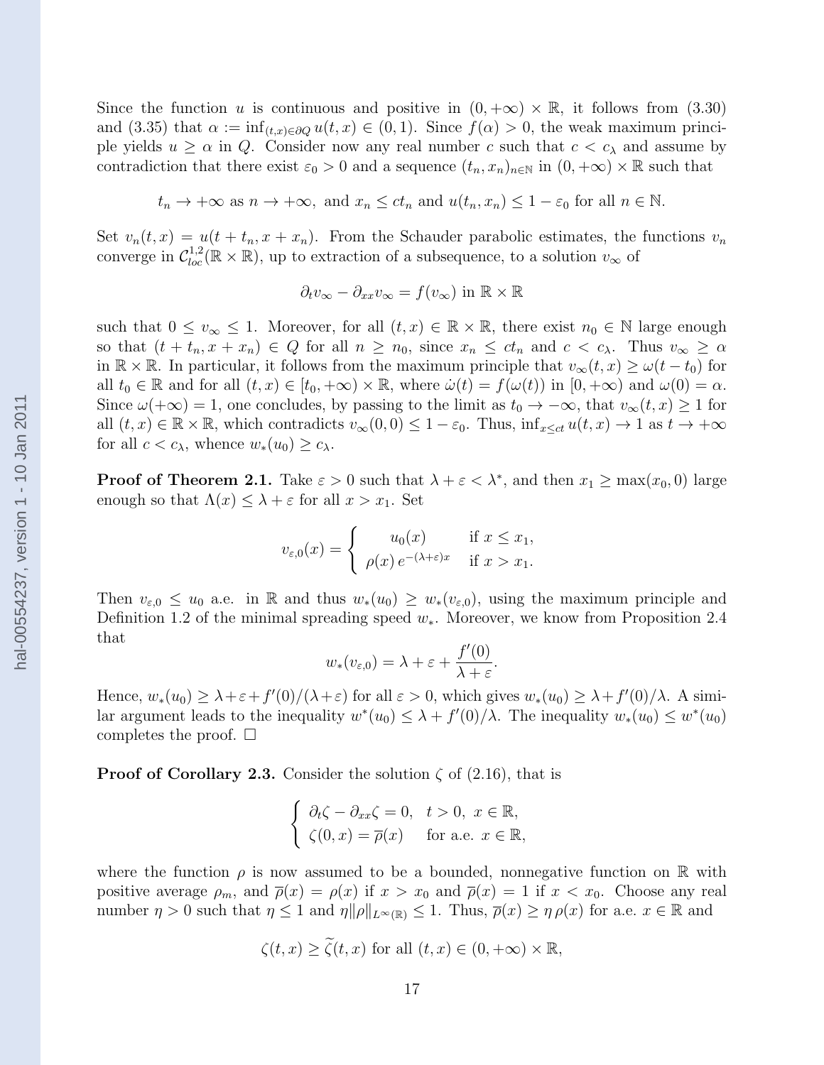Since the function $u$ is continuous and positive in $(0,+\infty)\times\mathbb{R}$, it follows from (3.30) and (3.35) that $\alpha := \inf_{(t,x)\in\partial Q} u(t,x) \in (0,1)$. Since $f(\alpha)>0$, the weak maximum principle yields $u \geq \alpha$ in $Q$. Consider now any real number $c$ such that $c<c_\lambda$ and assume by contradiction that there exist $\varepsilon_0>0$ and a sequence $(t_n,x_n)_{n\in\mathbb{N}}$ in $(0,+\infty)\times\mathbb{R}$ such that

$$t_n \to +\infty \text{ as } n\to+\infty, \text{ and } x_n \leq ct_n \text{ and } u(t_n,x_n)\leq 1-\varepsilon_0 \text{ for all } n\in\mathbb{N}.$$

Set $v_n(t,x)=u(t+t_n,x+x_n)$. From the Schauder parabolic estimates, the functions $v_n$ converge in $\mathcal{C}^{1,2}_{loc}(\mathbb{R}\times\mathbb{R})$, up to extraction of a subsequence, to a solution $v_\infty$ of

$$\partial_t v_\infty - \partial_{xx} v_\infty = f(v_\infty) \text{ in } \mathbb{R}\times\mathbb{R}$$

such that $0\leq v_\infty\leq 1$. Moreover, for all $(t,x)\in\mathbb{R}\times\mathbb{R}$, there exist $n_0\in\mathbb{N}$ large enough so that $(t+t_n,x+x_n)\in Q$ for all $n\geq n_0$, since $x_n\leq ct_n$ and $c<c_\lambda$. Thus $v_\infty\geq\alpha$ in $\mathbb{R}\times\mathbb{R}$. In particular, it follows from the maximum principle that $v_\infty(t,x)\geq\omega(t-t_0)$ for all $t_0\in\mathbb{R}$ and for all $(t,x)\in[t_0,+\infty)\times\mathbb{R}$, where $\dot\omega(t)=f(\omega(t))$ in $[0,+\infty)$ and $\omega(0)=\alpha$. Since $\omega(+\infty)=1$, one concludes, by passing to the limit as $t_0\to-\infty$, that $v_\infty(t,x)\geq 1$ for all $(t,x)\in\mathbb{R}\times\mathbb{R}$, which contradicts $v_\infty(0,0)\leq 1-\varepsilon_0$. Thus, $\inf_{x\leq ct} u(t,x)\to 1$ as $t\to+\infty$ for all $c<c_\lambda$, whence $w_*(u_0)\geq c_\lambda$.

**Proof of Theorem 2.1.** Take $\varepsilon>0$ such that $\lambda+\varepsilon<\lambda^*$, and then $x_1\geq\max(x_0,0)$ large enough so that $\Lambda(x)\leq\lambda+\varepsilon$ for all $x>x_1$. Set

$$v_{\varepsilon,0}(x)=\begin{cases} u_0(x) & \text{if } x\leq x_1,\\ \rho(x)\,e^{-(\lambda+\varepsilon)x} & \text{if } x>x_1.\end{cases}$$

Then $v_{\varepsilon,0}\leq u_0$ a.e. in $\mathbb{R}$ and thus $w_*(u_0)\geq w_*(v_{\varepsilon,0})$, using the maximum principle and Definition 1.2 of the minimal spreading speed $w_*$. Moreover, we know from Proposition 2.4 that

$$w_*(v_{\varepsilon,0})=\lambda+\varepsilon+\frac{f'(0)}{\lambda+\varepsilon}.$$

Hence, $w_*(u_0)\geq\lambda+\varepsilon+f'(0)/(\lambda+\varepsilon)$ for all $\varepsilon>0$, which gives $w_*(u_0)\geq\lambda+f'(0)/\lambda$. A similar argument leads to the inequality $w^*(u_0)\leq\lambda+f'(0)/\lambda$. The inequality $w_*(u_0)\leq w^*(u_0)$ completes the proof. $\square$

**Proof of Corollary 2.3.** Consider the solution $\zeta$ of (2.16), that is

$$\begin{cases} \partial_t\zeta-\partial_{xx}\zeta=0, & t>0,\ x\in\mathbb{R},\\ \zeta(0,x)=\overline{\rho}(x) & \text{for a.e. } x\in\mathbb{R},\end{cases}$$

where the function $\rho$ is now assumed to be a bounded, nonnegative function on $\mathbb{R}$ with positive average $\rho_m$, and $\overline{\rho}(x)=\rho(x)$ if $x>x_0$ and $\overline{\rho}(x)=1$ if $x<x_0$. Choose any real number $\eta>0$ such that $\eta\leq 1$ and $\eta\|\rho\|_{L^\infty(\mathbb{R})}\leq 1$. Thus, $\overline{\rho}(x)\geq\eta\,\rho(x)$ for a.e. $x\in\mathbb{R}$ and

$$\zeta(t,x)\geq\widetilde{\zeta}(t,x) \text{ for all } (t,x)\in(0,+\infty)\times\mathbb{R},$$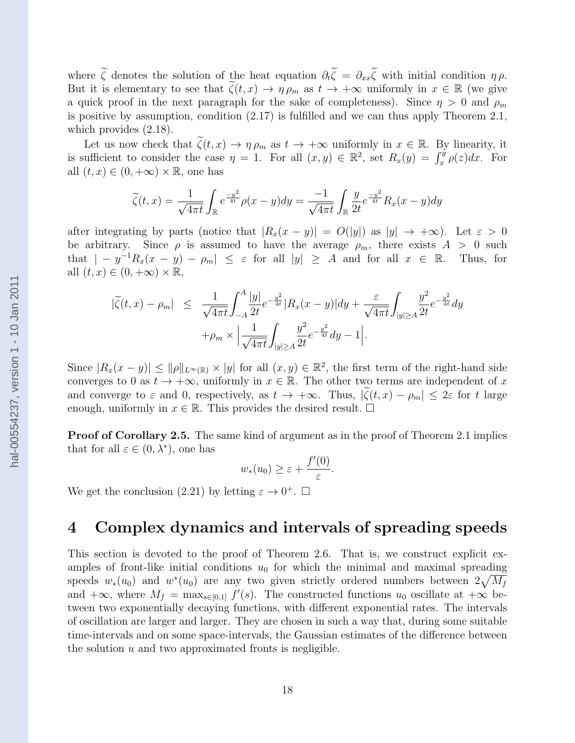where $\widetilde{\zeta}$ denotes the solution of the heat equation $\partial_t \widetilde{\zeta} = \partial_{xx} \widetilde{\zeta}$ with initial condition $\eta\, \rho$. But it is elementary to see that $\widetilde{\zeta}(t,x) \to \eta\, \rho_m$ as $t \to +\infty$ uniformly in $x \in \mathbb{R}$ (we give a quick proof in the next paragraph for the sake of completeness). Since $\eta > 0$ and $\rho_m$ is positive by assumption, condition (2.17) is fulfilled and we can thus apply Theorem 2.1, which provides (2.18).

Let us now check that $\widetilde{\zeta}(t,x) \to \eta\, \rho_m$ as $t \to +\infty$ uniformly in $x \in \mathbb{R}$. By linearity, it is sufficient to consider the case $\eta = 1$. For all $(x,y) \in \mathbb{R}^2$, set $R_x(y) = \int_x^y \rho(z)dx$. For all $(t,x) \in (0,+\infty) \times \mathbb{R}$, one has

$$\widetilde{\zeta}(t,x) = \frac{1}{\sqrt{4\pi t}} \int_{\mathbb{R}} e^{\frac{-y^2}{4t}} \rho(x-y)dy = \frac{-1}{\sqrt{4\pi t}} \int_{\mathbb{R}} \frac{y}{2t} e^{\frac{-y^2}{4t}} R_x(x-y)dy$$

after integrating by parts (notice that $|R_x(x-y)| = O(|y|)$ as $|y| \to +\infty$). Let $\varepsilon > 0$ be arbitrary. Since $\rho$ is assumed to have the average $\rho_m$, there exists $A > 0$ such that $| -y^{-1} R_x(x-y) - \rho_m| \leq \varepsilon$ for all $|y| \geq A$ and for all $x \in \mathbb{R}$. Thus, for all $(t,x) \in (0,+\infty) \times \mathbb{R}$,

$$\begin{aligned}
|\widetilde{\zeta}(t,x) - \rho_m| \;\leq\; & \frac{1}{\sqrt{4\pi t}} \int_{-A}^{A} \frac{|y|}{2t} e^{-\frac{y^2}{4t}} |R_x(x-y)|dy + \frac{\varepsilon}{\sqrt{4\pi t}} \int_{|y|\geq A} \frac{y^2}{2t} e^{-\frac{y^2}{4t}} dy \\
& + \rho_m \times \Big| \frac{1}{\sqrt{4\pi t}} \int_{|y|\geq A} \frac{y^2}{2t} e^{-\frac{y^2}{4t}} dy - 1 \Big|.
\end{aligned}$$

Since $|R_x(x-y)| \leq \|\rho\|_{L^\infty(\mathbb{R})} \times |y|$ for all $(x,y) \in \mathbb{R}^2$, the first term of the right-hand side converges to 0 as $t \to +\infty$, uniformly in $x \in \mathbb{R}$. The other two terms are independent of $x$ and converge to $\varepsilon$ and 0, respectively, as $t \to +\infty$. Thus, $|\widetilde{\zeta}(t,x) - \rho_m| \leq 2\varepsilon$ for $t$ large enough, uniformly in $x \in \mathbb{R}$. This provides the desired result. $\square$

**Proof of Corollary 2.5.** The same kind of argument as in the proof of Theorem 2.1 implies that for all $\varepsilon \in (0, \lambda^*)$, one has

$$w_*(u_0) \geq \varepsilon + \frac{f'(0)}{\varepsilon}.$$

We get the conclusion (2.21) by letting $\varepsilon \to 0^+$. $\square$

# 4 Complex dynamics and intervals of spreading speeds

This section is devoted to the proof of Theorem 2.6. That is, we construct explicit examples of front-like initial conditions $u_0$ for which the minimal and maximal spreading speeds $w_*(u_0)$ and $w^*(u_0)$ are any two given strictly ordered numbers between $2\sqrt{M_f}$ and $+\infty$, where $M_f = \max_{s\in[0,1]} f'(s)$. The constructed functions $u_0$ oscillate at $+\infty$ between two exponentially decaying functions, with different exponential rates. The intervals of oscillation are larger and larger. They are chosen in such a way that, during some suitable time-intervals and on some space-intervals, the Gaussian estimates of the difference between the solution $u$ and two approximated fronts is negligible.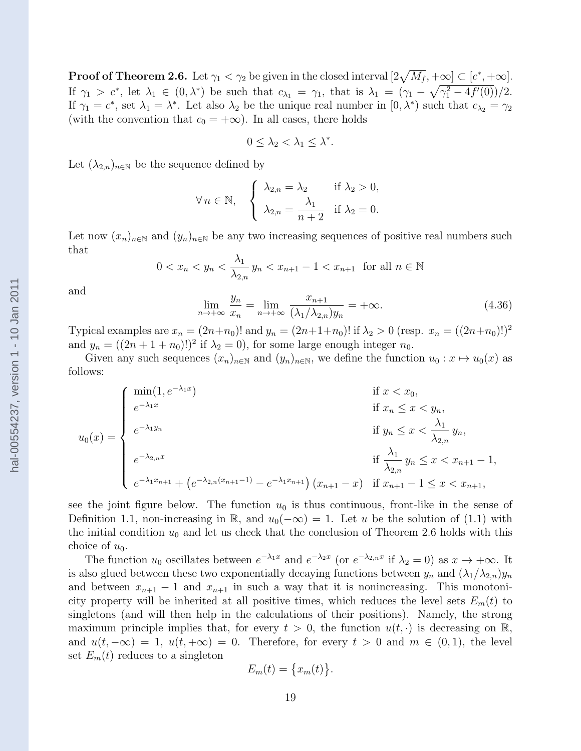**Proof of Theorem 2.6.** Let $\gamma_1 < \gamma_2$ be given in the closed interval $[2\sqrt{M_f}, +\infty] \subset [c^*, +\infty]$. If $\gamma_1 > c^*$, let $\lambda_1 \in (0, \lambda^*)$ be such that $c_{\lambda_1} = \gamma_1$, that is $\lambda_1 = (\gamma_1 - \sqrt{\gamma_1^2 - 4f'(0)})/2$. If $\gamma_1 = c^*$, set $\lambda_1 = \lambda^*$. Let also $\lambda_2$ be the unique real number in $[0, \lambda^*)$ such that $c_{\lambda_2} = \gamma_2$ (with the convention that $c_0 = +\infty$). In all cases, there holds

$$0 \le \lambda_2 < \lambda_1 \le \lambda^*.$$

Let $(\lambda_{2,n})_{n\in\mathbb{N}}$ be the sequence defined by

$$\forall\, n \in \mathbb{N}, \quad \begin{cases} \lambda_{2,n} = \lambda_2 & \text{if } \lambda_2 > 0, \\ \lambda_{2,n} = \dfrac{\lambda_1}{n+2} & \text{if } \lambda_2 = 0. \end{cases}$$

Let now $(x_n)_{n\in\mathbb{N}}$ and $(y_n)_{n\in\mathbb{N}}$ be any two increasing sequences of positive real numbers such that

$$0 < x_n < y_n < \frac{\lambda_1}{\lambda_{2,n}}\, y_n < x_{n+1} - 1 < x_{n+1} \quad \text{for all } n \in \mathbb{N}$$

and

$$\lim_{n\to+\infty} \frac{y_n}{x_n} = \lim_{n\to+\infty} \frac{x_{n+1}}{(\lambda_1/\lambda_{2,n})y_n} = +\infty. \tag{4.36}$$

Typical examples are $x_n = (2n+n_0)!$ and $y_n = (2n+1+n_0)!$ if $\lambda_2 > 0$ (resp. $x_n = ((2n+n_0)!)^2$ and $y_n = ((2n+1+n_0)!)^2$ if $\lambda_2 = 0$), for some large enough integer $n_0$.

Given any such sequences $(x_n)_{n\in\mathbb{N}}$ and $(y_n)_{n\in\mathbb{N}}$, we define the function $u_0 : x \mapsto u_0(x)$ as follows:

$$u_0(x) = \begin{cases} \min(1, e^{-\lambda_1 x}) & \text{if } x < x_0, \\ e^{-\lambda_1 x} & \text{if } x_n \le x < y_n, \\ e^{-\lambda_1 y_n} & \text{if } y_n \le x < \dfrac{\lambda_1}{\lambda_{2,n}}\, y_n, \\ e^{-\lambda_{2,n} x} & \text{if } \dfrac{\lambda_1}{\lambda_{2,n}}\, y_n \le x < x_{n+1} - 1, \\ e^{-\lambda_1 x_{n+1}} + \big(e^{-\lambda_{2,n}(x_{n+1}-1)} - e^{-\lambda_1 x_{n+1}}\big)\,(x_{n+1} - x) & \text{if } x_{n+1} - 1 \le x < x_{n+1}, \end{cases}$$

see the joint figure below. The function $u_0$ is thus continuous, front-like in the sense of Definition 1.1, non-increasing in $\mathbb{R}$, and $u_0(-\infty) = 1$. Let $u$ be the solution of (1.1) with the initial condition $u_0$ and let us check that the conclusion of Theorem 2.6 holds with this choice of $u_0$.

The function $u_0$ oscillates between $e^{-\lambda_1 x}$ and $e^{-\lambda_2 x}$ (or $e^{-\lambda_{2,n} x}$ if $\lambda_2 = 0$) as $x \to +\infty$. It is also glued between these two exponentially decaying functions between $y_n$ and $(\lambda_1/\lambda_{2,n})y_n$ and between $x_{n+1} - 1$ and $x_{n+1}$ in such a way that it is nonincreasing. This monotonicity property will be inherited at all positive times, which reduces the level sets $E_m(t)$ to singletons (and will then help in the calculations of their positions). Namely, the strong maximum principle implies that, for every $t > 0$, the function $u(t, \cdot)$ is decreasing on $\mathbb{R}$, and $u(t, -\infty) = 1$, $u(t, +\infty) = 0$. Therefore, for every $t > 0$ and $m \in (0, 1)$, the level set $E_m(t)$ reduces to a singleton

$$E_m(t) = \big\{x_m(t)\big\}.$$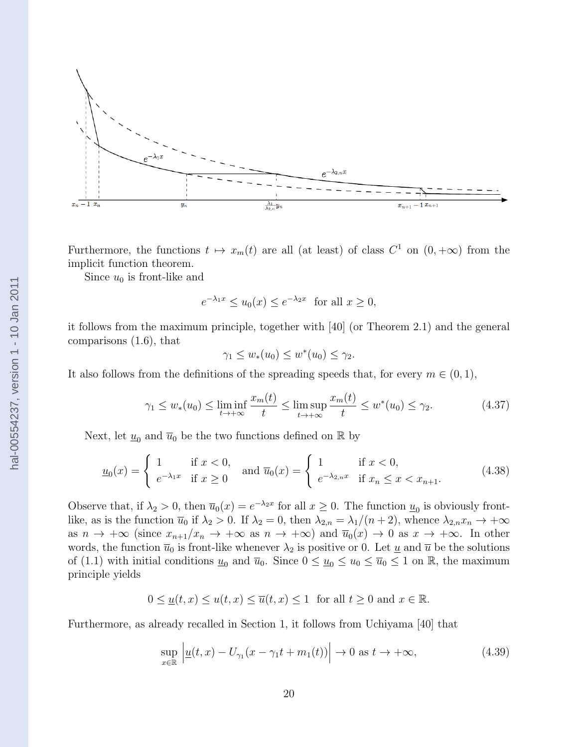Furthermore, the functions $t \mapsto x_m(t)$ are all (at least) of class $C^1$ on $(0, +\infty)$ from the implicit function theorem.

Since $u_0$ is front-like and

$$e^{-\lambda_1 x} \le u_0(x) \le e^{-\lambda_2 x} \text{ for all } x \ge 0,$$

it follows from the maximum principle, together with [40] (or Theorem 2.1) and the general comparisons (1.6), that

$$\gamma_1 \le w_*(u_0) \le w^*(u_0) \le \gamma_2.$$

It also follows from the definitions of the spreading speeds that, for every $m \in (0,1)$,

$$\gamma_1 \le w_*(u_0) \le \liminf_{t \to +\infty} \frac{x_m(t)}{t} \le \limsup_{t \to +\infty} \frac{x_m(t)}{t} \le w^*(u_0) \le \gamma_2. \tag{4.37}$$

Next, let $\underline{u}_0$ and $\overline{u}_0$ be the two functions defined on $\mathbb{R}$ by

$$\underline{u}_0(x) = \begin{cases} 1 & \text{if } x < 0, \\ e^{-\lambda_1 x} & \text{if } x \ge 0 \end{cases} \quad \text{and } \overline{u}_0(x) = \begin{cases} 1 & \text{if } x < 0, \\ e^{-\lambda_{2,n} x} & \text{if } x_n \le x < x_{n+1}. \end{cases} \tag{4.38}$$

Observe that, if $\lambda_2 > 0$, then $\overline{u}_0(x) = e^{-\lambda_2 x}$ for all $x \ge 0$. The function $\underline{u}_0$ is obviously front-like, as is the function $\overline{u}_0$ if $\lambda_2 > 0$. If $\lambda_2 = 0$, then $\lambda_{2,n} = \lambda_1/(n+2)$, whence $\lambda_{2,n} x_n \to +\infty$ as $n \to +\infty$ (since $x_{n+1}/x_n \to +\infty$ as $n \to +\infty$) and $\overline{u}_0(x) \to 0$ as $x \to +\infty$. In other words, the function $\overline{u}_0$ is front-like whenever $\lambda_2$ is positive or 0. Let $\underline{u}$ and $\overline{u}$ be the solutions of (1.1) with initial conditions $\underline{u}_0$ and $\overline{u}_0$. Since $0 \le \underline{u}_0 \le u_0 \le \overline{u}_0 \le 1$ on $\mathbb{R}$, the maximum principle yields

$$0 \le \underline{u}(t,x) \le u(t,x) \le \overline{u}(t,x) \le 1 \text{ for all } t \ge 0 \text{ and } x \in \mathbb{R}.$$

Furthermore, as already recalled in Section 1, it follows from Uchiyama [40] that

$$\sup_{x \in \mathbb{R}} \left| \underline{u}(t,x) - U_{\gamma_1}(x - \gamma_1 t + m_1(t)) \right| \to 0 \text{ as } t \to +\infty, \tag{4.39}$$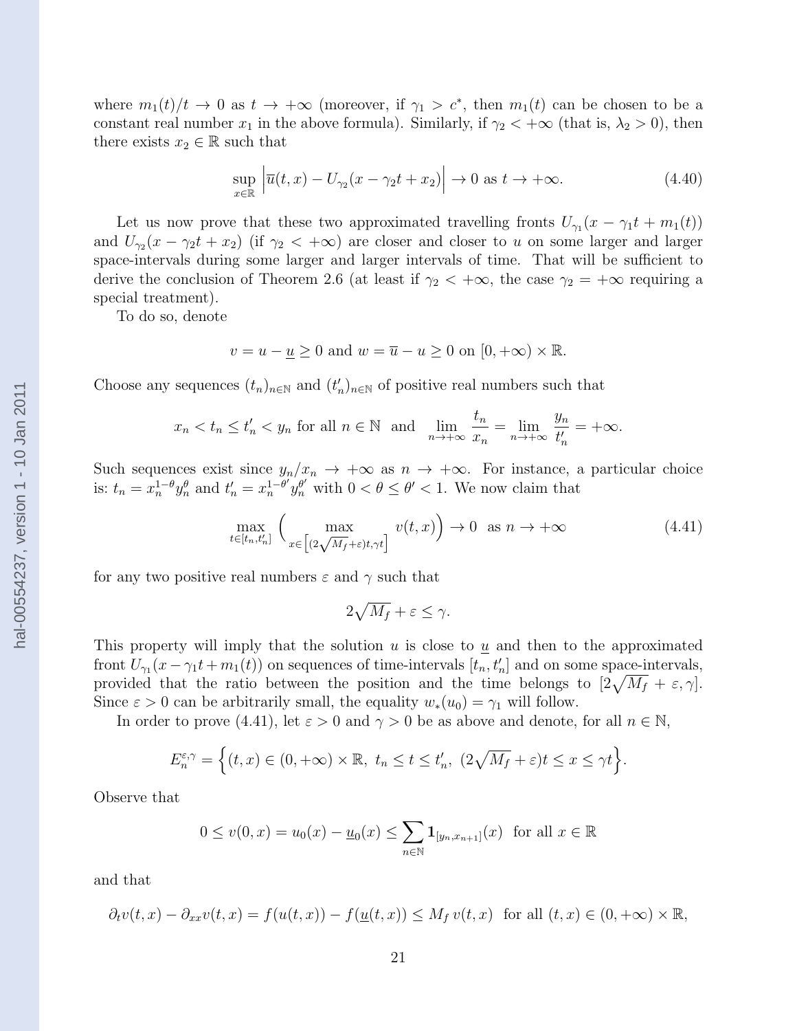where $m_1(t)/t \to 0$ as $t \to +\infty$ (moreover, if $\gamma_1 > c^*$, then $m_1(t)$ can be chosen to be a constant real number $x_1$ in the above formula). Similarly, if $\gamma_2 < +\infty$ (that is, $\lambda_2 > 0$), then there exists $x_2 \in \mathbb{R}$ such that

$$\sup_{x\in\mathbb{R}} \Big|\overline{u}(t,x) - U_{\gamma_2}(x - \gamma_2 t + x_2)\Big| \to 0 \text{ as } t \to +\infty. \tag{4.40}$$

Let us now prove that these two approximated travelling fronts $U_{\gamma_1}(x - \gamma_1 t + m_1(t))$ and $U_{\gamma_2}(x - \gamma_2 t + x_2)$ (if $\gamma_2 < +\infty$) are closer and closer to $u$ on some larger and larger space-intervals during some larger and larger intervals of time. That will be sufficient to derive the conclusion of Theorem 2.6 (at least if $\gamma_2 < +\infty$, the case $\gamma_2 = +\infty$ requiring a special treatment).

To do so, denote

$$v = u - \underline{u} \geq 0 \text{ and } w = \overline{u} - u \geq 0 \text{ on } [0,+\infty) \times \mathbb{R}.$$

Choose any sequences $(t_n)_{n\in\mathbb{N}}$ and $(t'_n)_{n\in\mathbb{N}}$ of positive real numbers such that

$$x_n < t_n \leq t'_n < y_n \text{ for all } n \in \mathbb{N} \text{ and } \lim_{n\to+\infty} \frac{t_n}{x_n} = \lim_{n\to+\infty} \frac{y_n}{t'_n} = +\infty.$$

Such sequences exist since $y_n/x_n \to +\infty$ as $n \to +\infty$. For instance, a particular choice is: $t_n = x_n^{1-\theta} y_n^{\theta}$ and $t'_n = x_n^{1-\theta'} y_n^{\theta'}$ with $0 < \theta \leq \theta' < 1$. We now claim that

$$\max_{t\in[t_n,t'_n]} \Big( \max_{x\in\left[(2\sqrt{M_f}+\varepsilon)t,\gamma t\right]} v(t,x)\Big) \to 0 \text{ as } n \to +\infty \tag{4.41}$$

for any two positive real numbers $\varepsilon$ and $\gamma$ such that

$$2\sqrt{M_f} + \varepsilon \leq \gamma.$$

This property will imply that the solution $u$ is close to $\underline{u}$ and then to the approximated front $U_{\gamma_1}(x - \gamma_1 t + m_1(t))$ on sequences of time-intervals $[t_n, t'_n]$ and on some space-intervals, provided that the ratio between the position and the time belongs to $[2\sqrt{M_f} + \varepsilon, \gamma]$. Since $\varepsilon > 0$ can be arbitrarily small, the equality $w_*(u_0) = \gamma_1$ will follow.

In order to prove (4.41), let $\varepsilon > 0$ and $\gamma > 0$ be as above and denote, for all $n \in \mathbb{N}$,

$$E_n^{\varepsilon,\gamma} = \Big\{(t,x) \in (0,+\infty) \times \mathbb{R},\ t_n \leq t \leq t'_n,\ (2\sqrt{M_f}+\varepsilon)t \leq x \leq \gamma t\Big\}.$$

Observe that

$$0 \leq v(0,x) = u_0(x) - \underline{u}_0(x) \leq \sum_{n\in\mathbb{N}} \mathbf{1}_{[y_n, x_{n+1}]}(x) \text{ for all } x \in \mathbb{R}$$

and that

$$\partial_t v(t,x) - \partial_{xx} v(t,x) = f(u(t,x)) - f(\underline{u}(t,x)) \leq M_f\, v(t,x) \text{ for all } (t,x) \in (0,+\infty) \times \mathbb{R},$$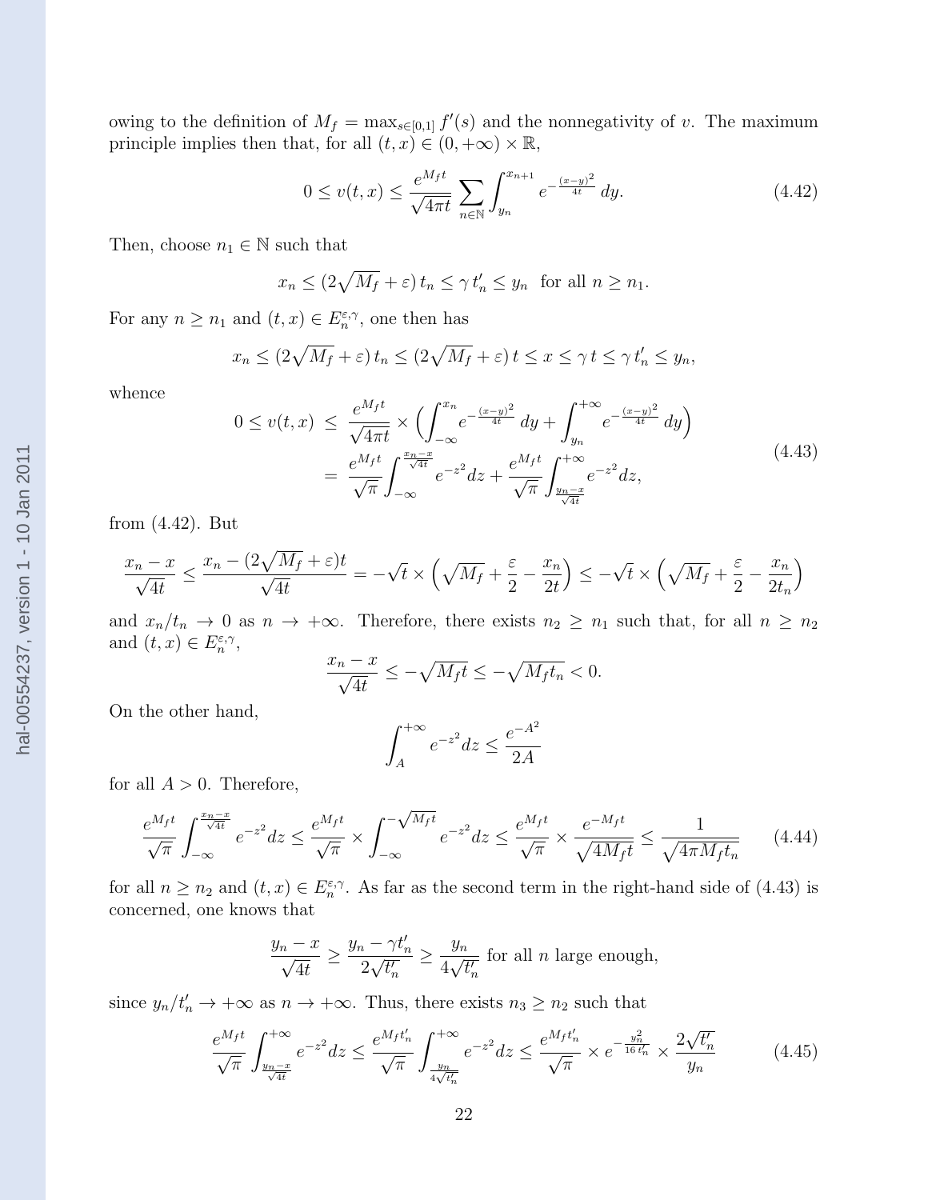owing to the definition of $M_f = \max_{s\in[0,1]} f'(s)$ and the nonnegativity of $v$. The maximum principle implies then that, for all $(t,x) \in (0,+\infty)\times\mathbb{R}$,

$$0 \le v(t,x) \le \frac{e^{M_f t}}{\sqrt{4\pi t}} \sum_{n\in\mathbb{N}} \int_{y_n}^{x_{n+1}} e^{-\frac{(x-y)^2}{4t}}\,dy. \tag{4.42}$$

Then, choose $n_1 \in \mathbb{N}$ such that

$$x_n \le (2\sqrt{M_f}+\varepsilon)\,t_n \le \gamma\,t'_n \le y_n \ \text{ for all } n \ge n_1.$$

For any $n \ge n_1$ and $(t,x) \in E_n^{\varepsilon,\gamma}$, one then has

$$x_n \le (2\sqrt{M_f}+\varepsilon)\,t_n \le (2\sqrt{M_f}+\varepsilon)\,t \le x \le \gamma\,t \le \gamma\,t'_n \le y_n,$$

whence

$$\begin{array}{rcl} 0 \le v(t,x) & \le & \dfrac{e^{M_f t}}{\sqrt{4\pi t}} \times \Big( \displaystyle\int_{-\infty}^{x_n} e^{-\frac{(x-y)^2}{4t}}\,dy + \int_{y_n}^{+\infty} e^{-\frac{(x-y)^2}{4t}}\,dy \Big) \\ & = & \dfrac{e^{M_f t}}{\sqrt{\pi}} \displaystyle\int_{-\infty}^{\frac{x_n - x}{\sqrt{4t}}} e^{-z^2}dz + \dfrac{e^{M_f t}}{\sqrt{\pi}} \int_{\frac{y_n-x}{\sqrt{4t}}}^{+\infty} e^{-z^2}dz, \end{array} \tag{4.43}$$

from (4.42). But

$$\frac{x_n - x}{\sqrt{4t}} \le \frac{x_n - (2\sqrt{M_f}+\varepsilon)t}{\sqrt{4t}} = -\sqrt{t}\times\Big(\sqrt{M_f}+\frac{\varepsilon}{2}-\frac{x_n}{2t}\Big) \le -\sqrt{t}\times\Big(\sqrt{M_f}+\frac{\varepsilon}{2}-\frac{x_n}{2t_n}\Big)$$

and $x_n/t_n \to 0$ as $n \to +\infty$. Therefore, there exists $n_2 \ge n_1$ such that, for all $n \ge n_2$ and $(t,x) \in E_n^{\varepsilon,\gamma}$,

$$\frac{x_n - x}{\sqrt{4t}} \le -\sqrt{M_f t} \le -\sqrt{M_f t_n} < 0.$$

On the other hand,

$$\int_A^{+\infty} e^{-z^2}dz \le \frac{e^{-A^2}}{2A}$$

for all $A > 0$. Therefore,

$$\frac{e^{M_f t}}{\sqrt{\pi}} \int_{-\infty}^{\frac{x_n-x}{\sqrt{4t}}} e^{-z^2}dz \le \frac{e^{M_f t}}{\sqrt{\pi}} \times \int_{-\infty}^{-\sqrt{M_f t}} e^{-z^2}dz \le \frac{e^{M_f t}}{\sqrt{\pi}} \times \frac{e^{-M_f t}}{\sqrt{4M_f t}} \le \frac{1}{\sqrt{4\pi M_f t_n}} \tag{4.44}$$

for all $n \ge n_2$ and $(t,x) \in E_n^{\varepsilon,\gamma}$. As far as the second term in the right-hand side of (4.43) is concerned, one knows that

$$\frac{y_n - x}{\sqrt{4t}} \ge \frac{y_n - \gamma t'_n}{2\sqrt{t'_n}} \ge \frac{y_n}{4\sqrt{t'_n}} \text{ for all } n \text{ large enough,}$$

since $y_n/t'_n \to +\infty$ as $n \to +\infty$. Thus, there exists $n_3 \ge n_2$ such that

$$\frac{e^{M_f t}}{\sqrt{\pi}} \int_{\frac{y_n-x}{\sqrt{4t}}}^{+\infty} e^{-z^2}dz \le \frac{e^{M_f t'_n}}{\sqrt{\pi}} \int_{\frac{y_n}{4\sqrt{t'_n}}}^{+\infty} e^{-z^2}dz \le \frac{e^{M_f t'_n}}{\sqrt{\pi}} \times e^{-\frac{y_n^2}{16\,t'_n}} \times \frac{2\sqrt{t'_n}}{y_n} \tag{4.45}$$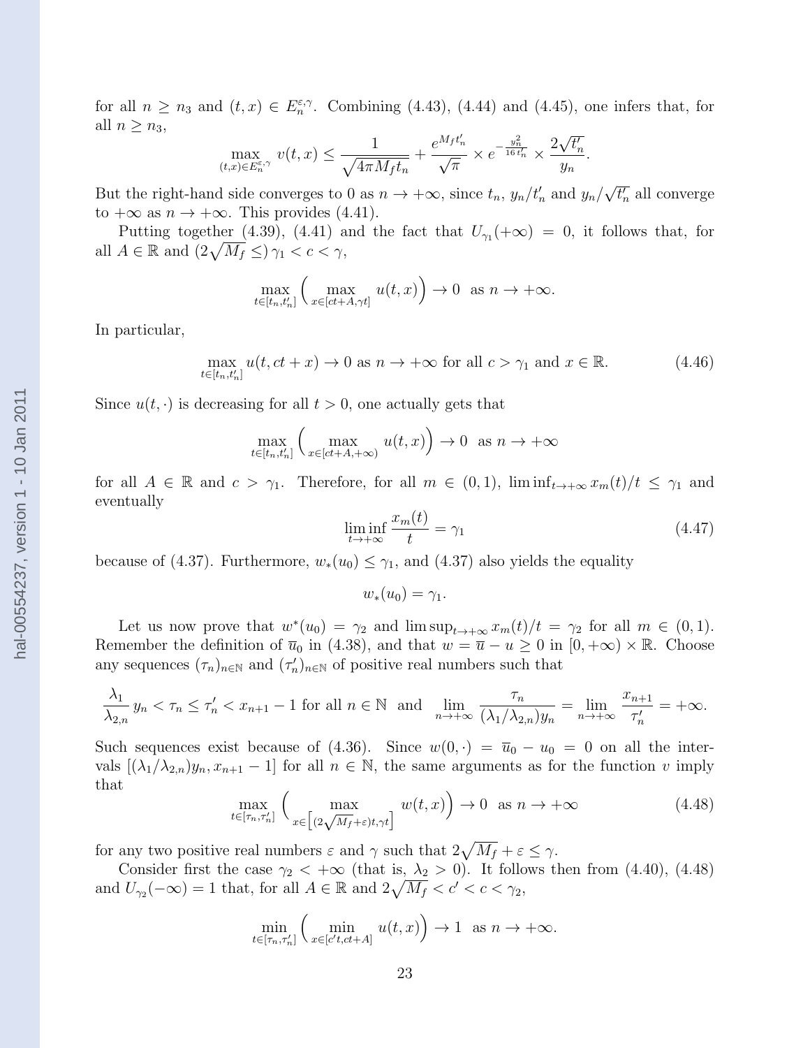for all $n \geq n_3$ and $(t,x) \in E_n^{\varepsilon,\gamma}$. Combining (4.43), (4.44) and (4.45), one infers that, for all $n \geq n_3$,

$$\max_{(t,x)\in E_n^{\varepsilon,\gamma}} v(t,x) \leq \frac{1}{\sqrt{4\pi M_f t_n}} + \frac{e^{M_f t'_n}}{\sqrt{\pi}} \times e^{-\frac{y_n^2}{16 t'_n}} \times \frac{2\sqrt{t'_n}}{y_n}.$$

But the right-hand side converges to 0 as $n \to +\infty$, since $t_n$, $y_n/t'_n$ and $y_n/\sqrt{t'_n}$ all converge to $+\infty$ as $n \to +\infty$. This provides (4.41).

Putting together (4.39), (4.41) and the fact that $U_{\gamma_1}(+\infty) = 0$, it follows that, for all $A \in \mathbb{R}$ and $(2\sqrt{M_f} \leq)\, \gamma_1 < c < \gamma$,

$$\max_{t\in[t_n,t'_n]} \Big( \max_{x\in[ct+A,\gamma t]} u(t,x)\Big) \to 0 \ \text{ as } n \to +\infty.$$

In particular,

$$\max_{t\in[t_n,t'_n]} u(t, ct + x) \to 0 \text{ as } n \to +\infty \text{ for all } c > \gamma_1 \text{ and } x \in \mathbb{R}. \tag{4.46}$$

Since $u(t,\cdot)$ is decreasing for all $t > 0$, one actually gets that

$$\max_{t\in[t_n,t'_n]} \Big( \max_{x\in[ct+A,+\infty)} u(t,x)\Big) \to 0 \ \text{ as } n \to +\infty$$

for all $A \in \mathbb{R}$ and $c > \gamma_1$. Therefore, for all $m \in (0,1)$, $\liminf_{t\to+\infty} x_m(t)/t \leq \gamma_1$ and eventually

$$\liminf_{t\to+\infty} \frac{x_m(t)}{t} = \gamma_1 \tag{4.47}$$

because of (4.37). Furthermore, $w_*(u_0) \leq \gamma_1$, and (4.37) also yields the equality

$$w_*(u_0) = \gamma_1.$$

Let us now prove that $w^*(u_0) = \gamma_2$ and $\limsup_{t\to+\infty} x_m(t)/t = \gamma_2$ for all $m \in (0,1)$. Remember the definition of $\overline{u}_0$ in (4.38), and that $w = \overline{u} - u \geq 0$ in $[0,+\infty) \times \mathbb{R}$. Choose any sequences $(\tau_n)_{n\in\mathbb{N}}$ and $(\tau'_n)_{n\in\mathbb{N}}$ of positive real numbers such that

$$\frac{\lambda_1}{\lambda_{2,n}}\, y_n < \tau_n \leq \tau'_n < x_{n+1} - 1 \text{ for all } n \in \mathbb{N} \ \text{ and } \ \lim_{n\to+\infty} \frac{\tau_n}{(\lambda_1/\lambda_{2,n})y_n} = \lim_{n\to+\infty} \frac{x_{n+1}}{\tau'_n} = +\infty.$$

Such sequences exist because of (4.36). Since $w(0,\cdot) = \overline{u}_0 - u_0 = 0$ on all the intervals $[(\lambda_1/\lambda_{2,n})y_n, x_{n+1} - 1]$ for all $n \in \mathbb{N}$, the same arguments as for the function $v$ imply that

$$\max_{t\in[\tau_n,\tau'_n]} \Big( \max_{x\in\left[(2\sqrt{M_f}+\varepsilon)t,\gamma t\right]} w(t,x)\Big) \to 0 \ \text{ as } n \to +\infty \tag{4.48}$$

for any two positive real numbers $\varepsilon$ and $\gamma$ such that $2\sqrt{M_f} + \varepsilon \leq \gamma$.

Consider first the case $\gamma_2 < +\infty$ (that is, $\lambda_2 > 0$). It follows then from (4.40), (4.48) and $U_{\gamma_2}(-\infty) = 1$ that, for all $A \in \mathbb{R}$ and $2\sqrt{M_f} < c' < c < \gamma_2$,

$$\min_{t\in[\tau_n,\tau'_n]} \Big( \min_{x\in[c't,ct+A]} u(t,x)\Big) \to 1 \ \text{ as } n \to +\infty.$$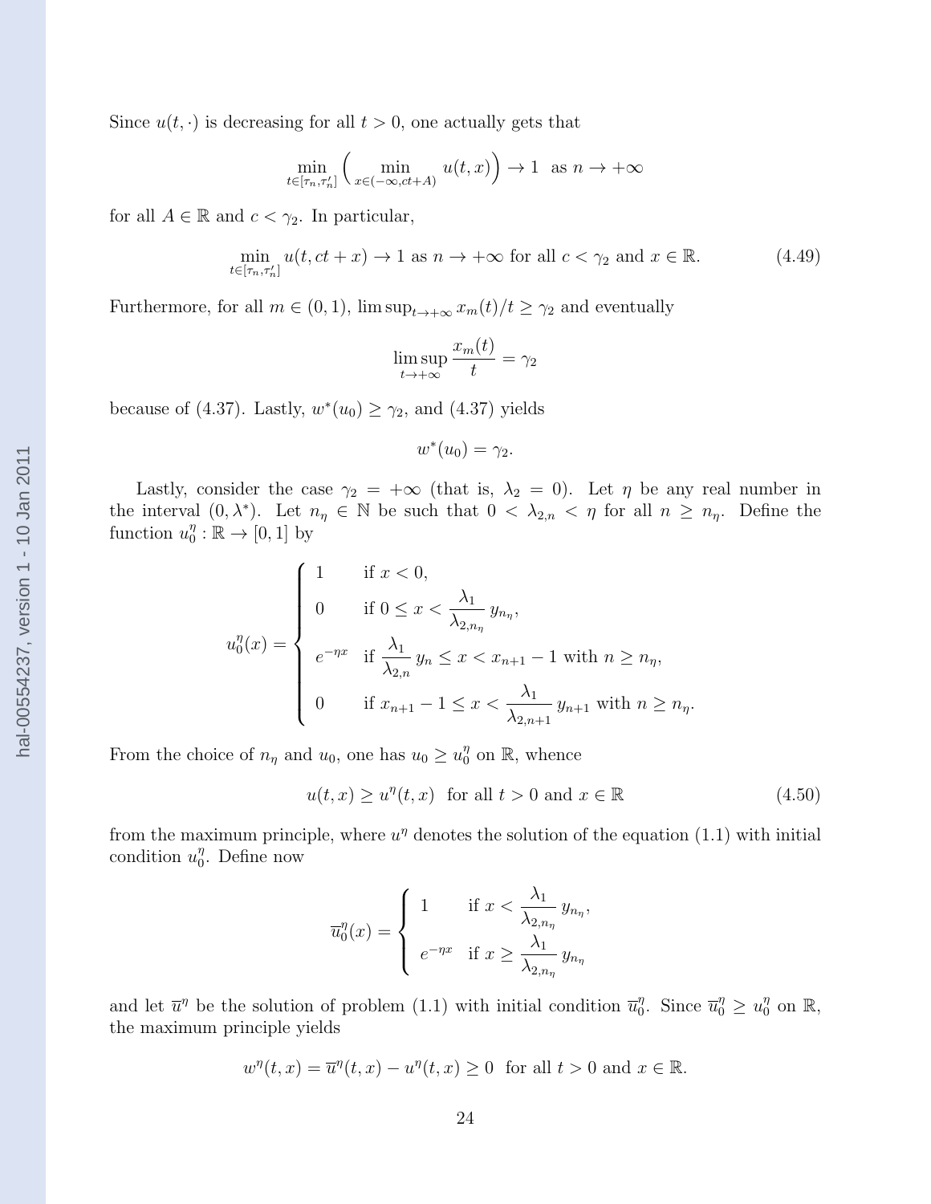Since $u(t,\cdot)$ is decreasing for all $t>0$, one actually gets that

$$\min_{t\in[\tau_n,\tau_n']}\Big(\min_{x\in(-\infty,ct+A)}u(t,x)\Big)\to 1\ \text{ as } n\to+\infty$$

for all $A\in\mathbb{R}$ and $c<\gamma_2$. In particular,

$$\min_{t\in[\tau_n,\tau_n']}u(t,ct+x)\to 1 \text{ as } n\to+\infty \text{ for all } c<\gamma_2 \text{ and } x\in\mathbb{R}. \tag{4.49}$$

Furthermore, for all $m\in(0,1)$, $\limsup_{t\to+\infty}x_m(t)/t\geq\gamma_2$ and eventually

$$\limsup_{t\to+\infty}\frac{x_m(t)}{t}=\gamma_2$$

because of (4.37). Lastly, $w^*(u_0)\geq\gamma_2$, and (4.37) yields

$$w^*(u_0)=\gamma_2.$$

Lastly, consider the case $\gamma_2=+\infty$ (that is, $\lambda_2=0$). Let $\eta$ be any real number in the interval $(0,\lambda^*)$. Let $n_\eta\in\mathbb{N}$ be such that $0<\lambda_{2,n}<\eta$ for all $n\geq n_\eta$. Define the function $u_0^\eta:\mathbb{R}\to[0,1]$ by

$$u_0^\eta(x)=\begin{cases}1 & \text{if } x<0,\\ 0 & \text{if } 0\leq x<\dfrac{\lambda_1}{\lambda_{2,n_\eta}}\,y_{n_\eta},\\ e^{-\eta x} & \text{if } \dfrac{\lambda_1}{\lambda_{2,n}}\,y_n\leq x<x_{n+1}-1 \text{ with } n\geq n_\eta,\\ 0 & \text{if } x_{n+1}-1\leq x<\dfrac{\lambda_1}{\lambda_{2,n+1}}\,y_{n+1} \text{ with } n\geq n_\eta.\end{cases}$$

From the choice of $n_\eta$ and $u_0$, one has $u_0\geq u_0^\eta$ on $\mathbb{R}$, whence

$$u(t,x)\geq u^\eta(t,x)\ \text{ for all } t>0 \text{ and } x\in\mathbb{R} \tag{4.50}$$

from the maximum principle, where $u^\eta$ denotes the solution of the equation (1.1) with initial condition $u_0^\eta$. Define now

$$\overline{u}_0^\eta(x)=\begin{cases}1 & \text{if } x<\dfrac{\lambda_1}{\lambda_{2,n_\eta}}\,y_{n_\eta},\\ e^{-\eta x} & \text{if } x\geq\dfrac{\lambda_1}{\lambda_{2,n_\eta}}\,y_{n_\eta}\end{cases}$$

and let $\overline{u}^\eta$ be the solution of problem (1.1) with initial condition $\overline{u}_0^\eta$. Since $\overline{u}_0^\eta\geq u_0^\eta$ on $\mathbb{R}$, the maximum principle yields

$$w^\eta(t,x)=\overline{u}^\eta(t,x)-u^\eta(t,x)\geq 0\ \text{ for all } t>0 \text{ and } x\in\mathbb{R}.$$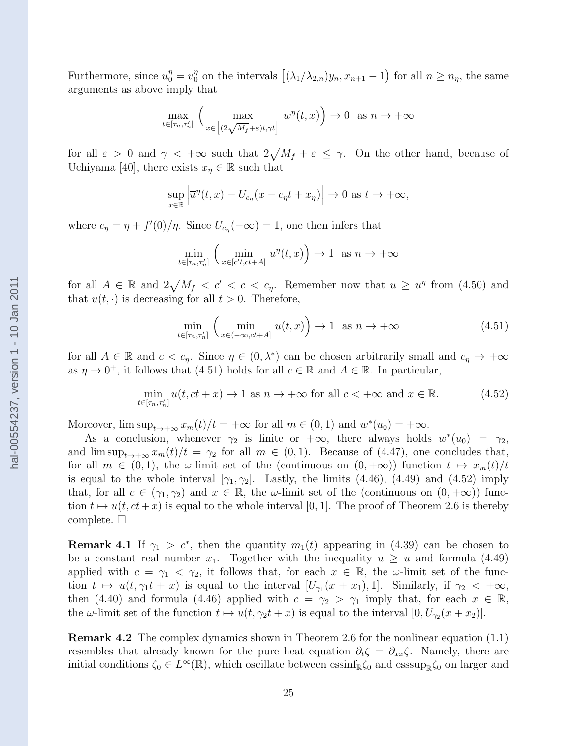Furthermore, since $\overline{u}_0^\eta = u_0^\eta$ on the intervals $\big[(\lambda_1/\lambda_{2,n})y_n, x_{n+1}-1\big)$ for all $n \geq n_\eta$, the same arguments as above imply that

$$\max_{t\in[\tau_n,\tau'_n]}\Big(\max_{x\in\big[(2\sqrt{M_f}+\varepsilon)t,\gamma t\big]} w^\eta(t,x)\Big) \to 0 \ \text{ as } n\to+\infty$$

for all $\varepsilon > 0$ and $\gamma < +\infty$ such that $2\sqrt{M_f}+\varepsilon \leq \gamma$. On the other hand, because of Uchiyama [40], there exists $x_\eta \in \mathbb{R}$ such that

$$\sup_{x\in\mathbb{R}}\Big|\overline{u}^\eta(t,x) - U_{c_\eta}(x - c_\eta t + x_\eta)\Big| \to 0 \text{ as } t\to+\infty,$$

where $c_\eta = \eta + f'(0)/\eta$. Since $U_{c_\eta}(-\infty) = 1$, one then infers that

$$\min_{t\in[\tau_n,\tau'_n]}\Big(\min_{x\in[c't,ct+A]} u^\eta(t,x)\Big) \to 1 \ \text{ as } n\to+\infty$$

for all $A \in \mathbb{R}$ and $2\sqrt{M_f} < c' < c < c_\eta$. Remember now that $u \geq u^\eta$ from (4.50) and that $u(t,\cdot)$ is decreasing for all $t > 0$. Therefore,

$$\min_{t\in[\tau_n,\tau'_n]}\Big(\min_{x\in(-\infty,ct+A]} u(t,x)\Big) \to 1 \ \text{ as } n\to+\infty \tag{4.51}$$

for all $A \in \mathbb{R}$ and $c < c_\eta$. Since $\eta \in (0,\lambda^*)$ can be chosen arbitrarily small and $c_\eta \to +\infty$ as $\eta \to 0^+$, it follows that (4.51) holds for all $c \in \mathbb{R}$ and $A \in \mathbb{R}$. In particular,

$$\min_{t\in[\tau_n,\tau'_n]} u(t,ct+x) \to 1 \text{ as } n\to+\infty \text{ for all } c < +\infty \text{ and } x\in\mathbb{R}. \tag{4.52}$$

Moreover, $\limsup_{t\to+\infty} x_m(t)/t = +\infty$ for all $m \in (0,1)$ and $w^*(u_0) = +\infty$.

As a conclusion, whenever $\gamma_2$ is finite or $+\infty$, there always holds $w^*(u_0) = \gamma_2$, and $\limsup_{t\to+\infty} x_m(t)/t = \gamma_2$ for all $m \in (0,1)$. Because of (4.47), one concludes that, for all $m \in (0,1)$, the $\omega$-limit set of the (continuous on $(0,+\infty)$) function $t \mapsto x_m(t)/t$ is equal to the whole interval $[\gamma_1,\gamma_2]$. Lastly, the limits (4.46), (4.49) and (4.52) imply that, for all $c \in (\gamma_1,\gamma_2)$ and $x \in \mathbb{R}$, the $\omega$-limit set of the (continuous on $(0,+\infty)$) function $t \mapsto u(t,ct+x)$ is equal to the whole interval $[0,1]$. The proof of Theorem 2.6 is thereby complete. $\square$

**Remark 4.1** If $\gamma_1 > c^*$, then the quantity $m_1(t)$ appearing in (4.39) can be chosen to be a constant real number $x_1$. Together with the inequality $u \geq \underline{u}$ and formula (4.49) applied with $c = \gamma_1 < \gamma_2$, it follows that, for each $x \in \mathbb{R}$, the $\omega$-limit set of the function $t \mapsto u(t,\gamma_1 t + x)$ is equal to the interval $[U_{\gamma_1}(x+x_1),1]$. Similarly, if $\gamma_2 < +\infty$, then (4.40) and formula (4.46) applied with $c = \gamma_2 > \gamma_1$ imply that, for each $x \in \mathbb{R}$, the $\omega$-limit set of the function $t \mapsto u(t,\gamma_2 t + x)$ is equal to the interval $[0, U_{\gamma_2}(x+x_2)]$.

**Remark 4.2** The complex dynamics shown in Theorem 2.6 for the nonlinear equation (1.1) resembles that already known for the pure heat equation $\partial_t\zeta = \partial_{xx}\zeta$. Namely, there are initial conditions $\zeta_0 \in L^\infty(\mathbb{R})$, which oscillate between $\mathrm{essinf}_{\mathbb{R}}\zeta_0$ and $\mathrm{esssup}_{\mathbb{R}}\zeta_0$ on larger and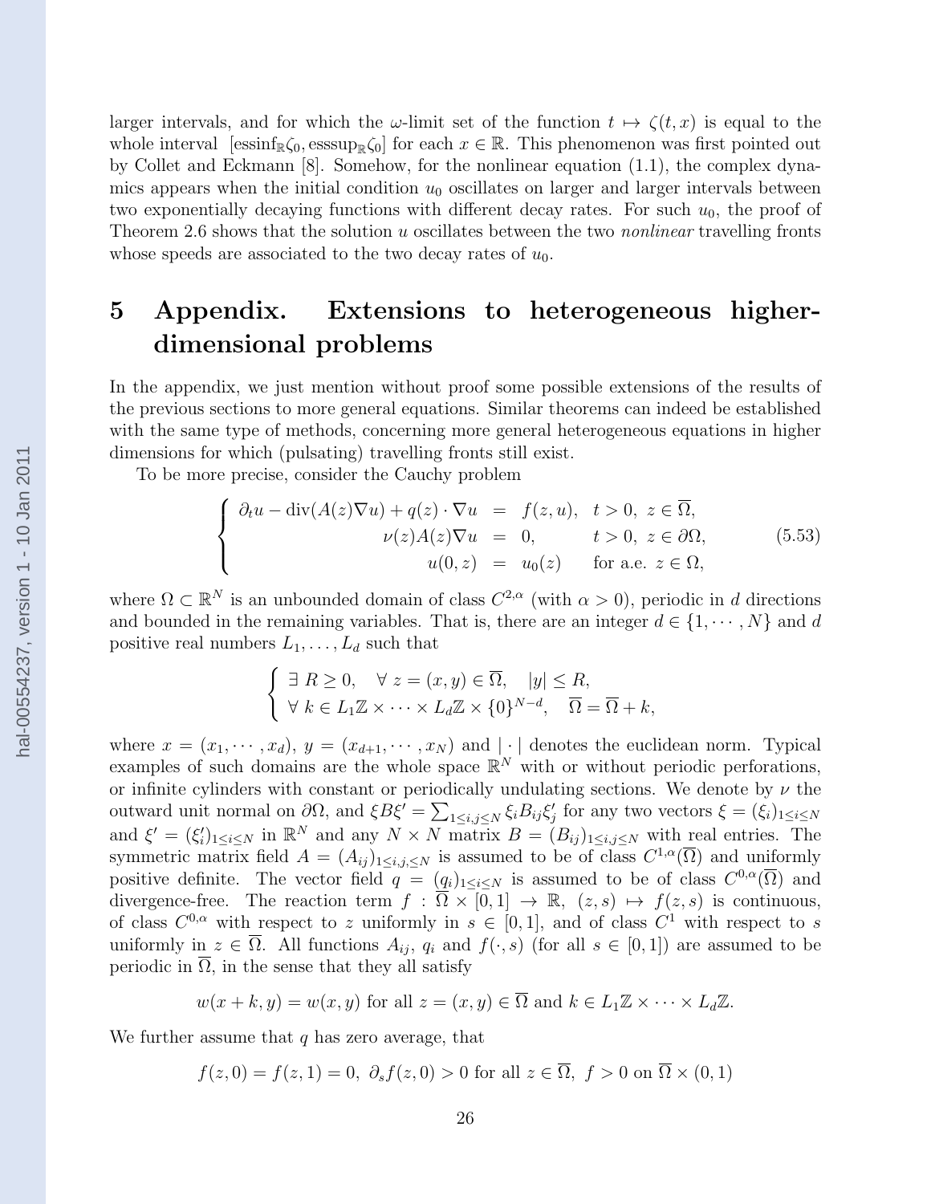larger intervals, and for which the $\omega$-limit set of the function $t \mapsto \zeta(t,x)$ is equal to the whole interval $[\mathrm{essinf}_{\mathbb{R}}\zeta_0, \mathrm{esssup}_{\mathbb{R}}\zeta_0]$ for each $x \in \mathbb{R}$. This phenomenon was first pointed out by Collet and Eckmann [8]. Somehow, for the nonlinear equation (1.1), the complex dynamics appears when the initial condition $u_0$ oscillates on larger and larger intervals between two exponentially decaying functions with different decay rates. For such $u_0$, the proof of Theorem 2.6 shows that the solution $u$ oscillates between the two *nonlinear* travelling fronts whose speeds are associated to the two decay rates of $u_0$.

# 5 Appendix. Extensions to heterogeneous higher-dimensional problems

In the appendix, we just mention without proof some possible extensions of the results of the previous sections to more general equations. Similar theorems can indeed be established with the same type of methods, concerning more general heterogeneous equations in higher dimensions for which (pulsating) travelling fronts still exist.

To be more precise, consider the Cauchy problem

$$\left\{\begin{array}{rcll} \partial_t u - \mathrm{div}(A(z)\nabla u) + q(z)\cdot\nabla u & = & f(z,u), & t>0,\ z\in\overline{\Omega}, \\ \nu(z)A(z)\nabla u & = & 0, & t>0,\ z\in\partial\Omega, \\ u(0,z) & = & u_0(z) & \text{for a.e. } z\in\Omega, \end{array}\right. \tag{5.53}$$

where $\Omega \subset \mathbb{R}^N$ is an unbounded domain of class $C^{2,\alpha}$ (with $\alpha > 0$), periodic in $d$ directions and bounded in the remaining variables. That is, there are an integer $d \in \{1,\cdots,N\}$ and $d$ positive real numbers $L_1,\ldots,L_d$ such that

$$\left\{\begin{array}{l} \exists\ R\geq 0, \quad \forall\ z=(x,y)\in\overline{\Omega}, \quad |y|\leq R, \\ \forall\ k\in L_1\mathbb{Z}\times\cdots\times L_d\mathbb{Z}\times\{0\}^{N-d}, \quad \overline{\Omega}=\overline{\Omega}+k, \end{array}\right.$$

where $x=(x_1,\cdots,x_d)$, $y=(x_{d+1},\cdots,x_N)$ and $|\cdot|$ denotes the euclidean norm. Typical examples of such domains are the whole space $\mathbb{R}^N$ with or without periodic perforations, or infinite cylinders with constant or periodically undulating sections. We denote by $\nu$ the outward unit normal on $\partial\Omega$, and $\xi B\xi' = \sum_{1\leq i,j\leq N}\xi_i B_{ij}\xi'_j$ for any two vectors $\xi=(\xi_i)_{1\leq i\leq N}$ and $\xi'=(\xi'_i)_{1\leq i\leq N}$ in $\mathbb{R}^N$ and any $N\times N$ matrix $B=(B_{ij})_{1\leq i,j\leq N}$ with real entries. The symmetric matrix field $A=(A_{ij})_{1\leq i,j\leq N}$ is assumed to be of class $C^{1,\alpha}(\overline{\Omega})$ and uniformly positive definite. The vector field $q=(q_i)_{1\leq i\leq N}$ is assumed to be of class $C^{0,\alpha}(\overline{\Omega})$ and divergence-free. The reaction term $f:\overline{\Omega}\times[0,1]\to\mathbb{R}$, $(z,s)\mapsto f(z,s)$ is continuous, of class $C^{0,\alpha}$ with respect to $z$ uniformly in $s\in[0,1]$, and of class $C^1$ with respect to $s$ uniformly in $z\in\overline{\Omega}$. All functions $A_{ij}$, $q_i$ and $f(\cdot,s)$ (for all $s\in[0,1]$) are assumed to be periodic in $\overline{\Omega}$, in the sense that they all satisfy

$$w(x+k,y) = w(x,y) \text{ for all } z=(x,y)\in\overline{\Omega} \text{ and } k\in L_1\mathbb{Z}\times\cdots\times L_d\mathbb{Z}.$$

We further assume that $q$ has zero average, that

$$f(z,0)=f(z,1)=0,\ \partial_s f(z,0)>0 \text{ for all } z\in\overline{\Omega},\ f>0 \text{ on } \overline{\Omega}\times(0,1)$$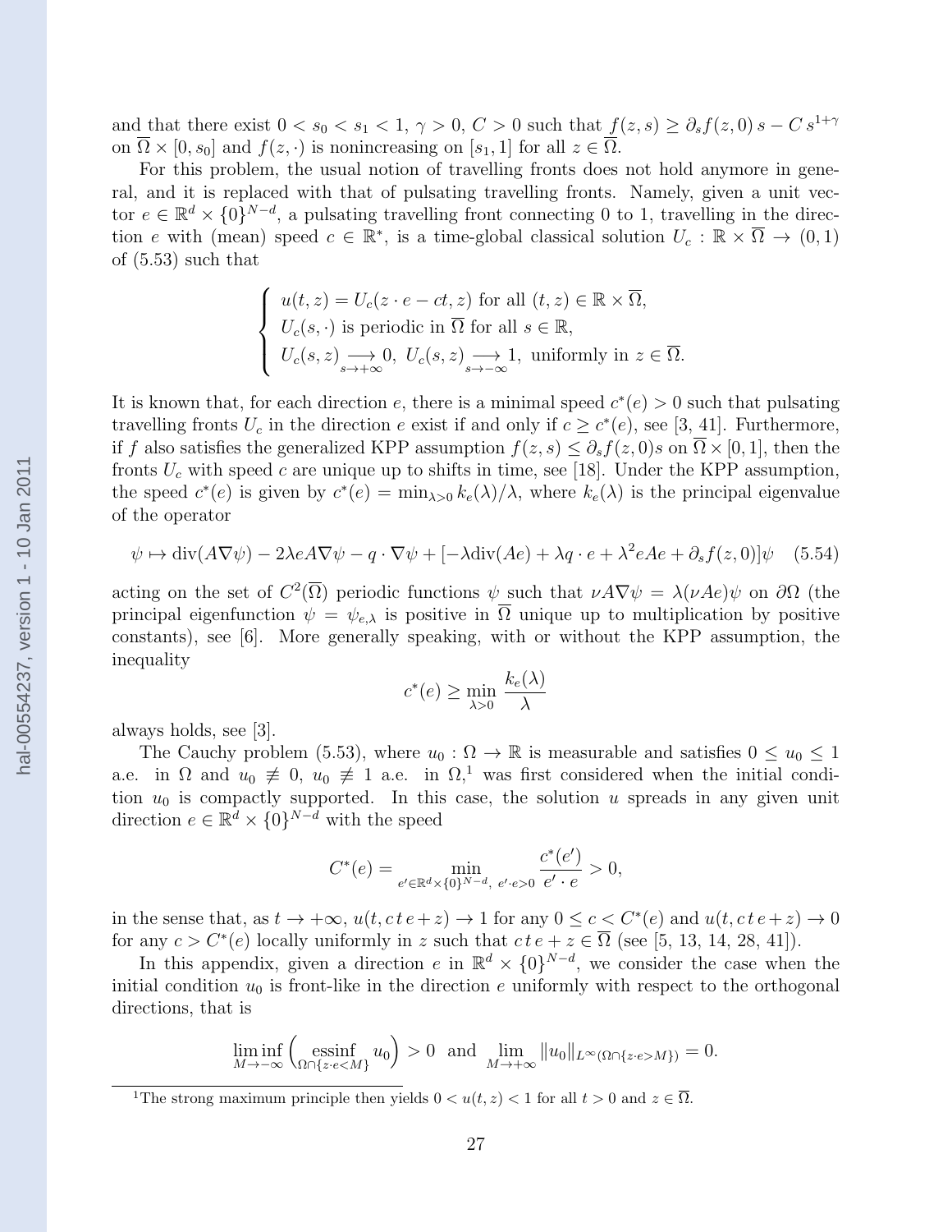and that there exist $0 < s_0 < s_1 < 1$, $\gamma > 0$, $C > 0$ such that $f(z,s) \geq \partial_s f(z,0)\, s - C\, s^{1+\gamma}$ on $\overline{\Omega} \times [0, s_0]$ and $f(z,\cdot)$ is nonincreasing on $[s_1, 1]$ for all $z \in \overline{\Omega}$.

For this problem, the usual notion of travelling fronts does not hold anymore in general, and it is replaced with that of pulsating travelling fronts. Namely, given a unit vector $e \in \mathbb{R}^d \times \{0\}^{N-d}$, a pulsating travelling front connecting 0 to 1, travelling in the direction $e$ with (mean) speed $c \in \mathbb{R}^*$, is a time-global classical solution $U_c : \mathbb{R} \times \overline{\Omega} \to (0,1)$ of (5.53) such that

$$\begin{cases} u(t,z) = U_c(z \cdot e - ct, z) \text{ for all } (t,z) \in \mathbb{R} \times \overline{\Omega}, \\ U_c(s,\cdot) \text{ is periodic in } \overline{\Omega} \text{ for all } s \in \mathbb{R}, \\ U_c(s,z) \underset{s \to +\infty}{\longrightarrow} 0,\ U_c(s,z) \underset{s \to -\infty}{\longrightarrow} 1, \text{ uniformly in } z \in \overline{\Omega}. \end{cases}$$

It is known that, for each direction $e$, there is a minimal speed $c^*(e) > 0$ such that pulsating travelling fronts $U_c$ in the direction $e$ exist if and only if $c \geq c^*(e)$, see [3, 41]. Furthermore, if $f$ also satisfies the generalized KPP assumption $f(z,s) \leq \partial_s f(z,0)s$ on $\overline{\Omega} \times [0,1]$, then the fronts $U_c$ with speed $c$ are unique up to shifts in time, see [18]. Under the KPP assumption, the speed $c^*(e)$ is given by $c^*(e) = \min_{\lambda > 0} k_e(\lambda)/\lambda$, where $k_e(\lambda)$ is the principal eigenvalue of the operator

$$\psi \mapsto \mathrm{div}(A\nabla\psi) - 2\lambda eA\nabla\psi - q\cdot\nabla\psi + [-\lambda\mathrm{div}(Ae) + \lambda q\cdot e + \lambda^2 eAe + \partial_s f(z,0)]\psi \quad (5.54)$$

acting on the set of $C^2(\overline{\Omega})$ periodic functions $\psi$ such that $\nu A\nabla\psi = \lambda(\nu Ae)\psi$ on $\partial\Omega$ (the principal eigenfunction $\psi = \psi_{e,\lambda}$ is positive in $\overline{\Omega}$ unique up to multiplication by positive constants), see [6]. More generally speaking, with or without the KPP assumption, the inequality

$$c^*(e) \geq \min_{\lambda > 0} \frac{k_e(\lambda)}{\lambda}$$

always holds, see [3].

The Cauchy problem (5.53), where $u_0 : \Omega \to \mathbb{R}$ is measurable and satisfies $0 \leq u_0 \leq 1$ a.e. in $\Omega$ and $u_0 \not\equiv 0$, $u_0 \not\equiv 1$ a.e. in $\Omega$,[1] was first considered when the initial condition $u_0$ is compactly supported. In this case, the solution $u$ spreads in any given unit direction $e \in \mathbb{R}^d \times \{0\}^{N-d}$ with the speed

$$C^*(e) = \min_{e' \in \mathbb{R}^d \times \{0\}^{N-d},\ e' \cdot e > 0} \frac{c^*(e')}{e' \cdot e} > 0,$$

in the sense that, as $t \to +\infty$, $u(t, c\,t\,e + z) \to 1$ for any $0 \leq c < C^*(e)$ and $u(t, c\,t\,e + z) \to 0$ for any $c > C^*(e)$ locally uniformly in $z$ such that $c\,t\,e + z \in \overline{\Omega}$ (see [5, 13, 14, 28, 41]).

In this appendix, given a direction $e$ in $\mathbb{R}^d \times \{0\}^{N-d}$, we consider the case when the initial condition $u_0$ is front-like in the direction $e$ uniformly with respect to the orthogonal directions, that is

$$\liminf_{M \to -\infty} \Big( \operatorname*{essinf}_{\Omega \cap \{z \cdot e < M\}} u_0 \Big) > 0 \ \text{ and } \lim_{M \to +\infty} \|u_0\|_{L^\infty(\Omega \cap \{z \cdot e > M\})} = 0.$$

[1] The strong maximum principle then yields $0 < u(t,z) < 1$ for all $t > 0$ and $z \in \overline{\Omega}$.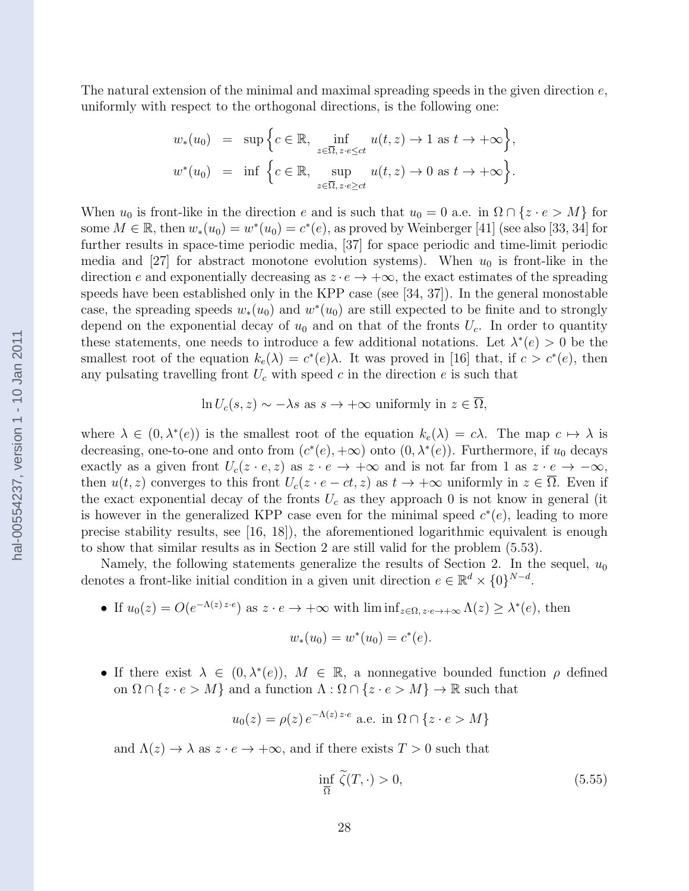The natural extension of the minimal and maximal spreading speeds in the given direction $e$, uniformly with respect to the orthogonal directions, is the following one:

$$
\begin{aligned}
w_*(u_0) &= \sup\Big\{c \in \mathbb{R}, \inf_{z\in\overline{\Omega},\, z\cdot e\le ct} u(t,z) \to 1 \text{ as } t\to+\infty\Big\},\\
w^*(u_0) &= \inf\ \Big\{c \in \mathbb{R}, \sup_{z\in\overline{\Omega},\, z\cdot e\ge ct} u(t,z) \to 0 \text{ as } t\to+\infty\Big\}.
\end{aligned}
$$

When $u_0$ is front-like in the direction $e$ and is such that $u_0 = 0$ a.e. in $\Omega \cap \{z \cdot e > M\}$ for some $M \in \mathbb{R}$, then $w_*(u_0) = w^*(u_0) = c^*(e)$, as proved by Weinberger [41] (see also [33, 34] for further results in space-time periodic media, [37] for space periodic and time-limit periodic media and [27] for abstract monotone evolution systems). When $u_0$ is front-like in the direction $e$ and exponentially decreasing as $z \cdot e \to +\infty$, the exact estimates of the spreading speeds have been established only in the KPP case (see [34, 37]). In the general monostable case, the spreading speeds $w_*(u_0)$ and $w^*(u_0)$ are still expected to be finite and to strongly depend on the exponential decay of $u_0$ and on that of the fronts $U_c$. In order to quantity these statements, one needs to introduce a few additional notations. Let $\lambda^*(e) > 0$ be the smallest root of the equation $k_e(\lambda) = c^*(e)\lambda$. It was proved in [16] that, if $c > c^*(e)$, then any pulsating travelling front $U_c$ with speed $c$ in the direction $e$ is such that

$$
\ln U_c(s,z) \sim -\lambda s \text{ as } s \to +\infty \text{ uniformly in } z \in \overline{\Omega},
$$

where $\lambda \in (0, \lambda^*(e))$ is the smallest root of the equation $k_e(\lambda) = c\lambda$. The map $c \mapsto \lambda$ is decreasing, one-to-one and onto from $(c^*(e), +\infty)$ onto $(0, \lambda^*(e))$. Furthermore, if $u_0$ decays exactly as a given front $U_c(z \cdot e, z)$ as $z \cdot e \to +\infty$ and is not far from 1 as $z \cdot e \to -\infty$, then $u(t,z)$ converges to this front $U_c(z \cdot e - ct, z)$ as $t \to +\infty$ uniformly in $z \in \overline{\Omega}$. Even if the exact exponential decay of the fronts $U_c$ as they approach 0 is not know in general (it is however in the generalized KPP case even for the minimal speed $c^*(e)$, leading to more precise stability results, see [16, 18]), the aforementioned logarithmic equivalent is enough to show that similar results as in Section 2 are still valid for the problem (5.53).

Namely, the following statements generalize the results of Section 2. In the sequel, $u_0$ denotes a front-like initial condition in a given unit direction $e \in \mathbb{R}^d \times \{0\}^{N-d}$.

- If $u_0(z) = O(e^{-\Lambda(z)\, z\cdot e})$ as $z \cdot e \to +\infty$ with $\liminf_{z\in\Omega,\, z\cdot e\to+\infty} \Lambda(z) \ge \lambda^*(e)$, then

$$
w_*(u_0) = w^*(u_0) = c^*(e).
$$

- If there exist $\lambda \in (0, \lambda^*(e))$, $M \in \mathbb{R}$, a nonnegative bounded function $\rho$ defined on $\Omega \cap \{z \cdot e > M\}$ and a function $\Lambda : \Omega \cap \{z \cdot e > M\} \to \mathbb{R}$ such that

$$
u_0(z) = \rho(z)\, e^{-\Lambda(z)\, z\cdot e} \text{ a.e. in } \Omega \cap \{z \cdot e > M\}
$$

  and $\Lambda(z) \to \lambda$ as $z \cdot e \to +\infty$, and if there exists $T > 0$ such that

$$
\inf_{\overline{\Omega}} \widetilde{\zeta}(T, \cdot) > 0, \tag{5.55}
$$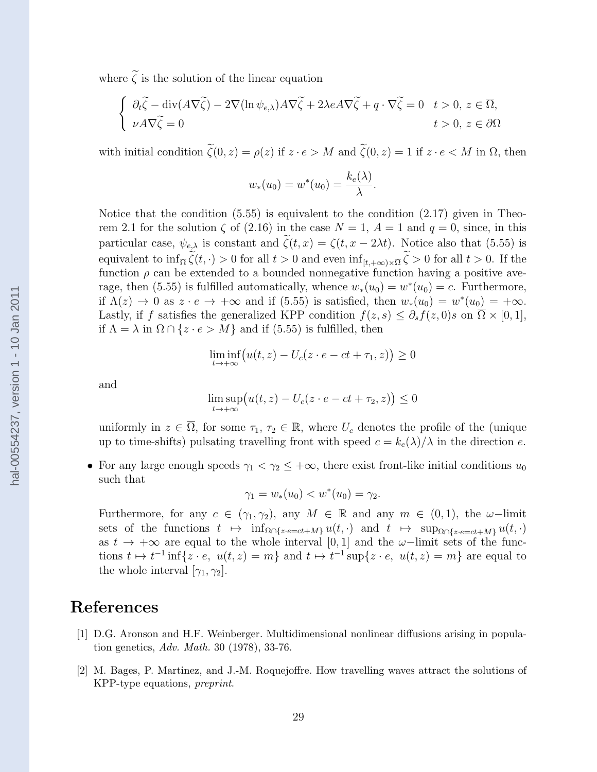where $\widetilde{\zeta}$ is the solution of the linear equation

$$\begin{cases} \partial_t \widetilde{\zeta} - \mathrm{div}(A\nabla\widetilde{\zeta}) - 2\nabla(\ln\psi_{e,\lambda})A\nabla\widetilde{\zeta} + 2\lambda e A\nabla\widetilde{\zeta} + q\cdot\nabla\widetilde{\zeta} = 0 & t>0,\ z\in\overline{\Omega}, \\ \nu A\nabla\widetilde{\zeta} = 0 & t>0,\ z\in\partial\Omega \end{cases}$$

with initial condition $\widetilde{\zeta}(0,z) = \rho(z)$ if $z\cdot e > M$ and $\widetilde{\zeta}(0,z) = 1$ if $z\cdot e < M$ in $\Omega$, then

$$w_*(u_0) = w^*(u_0) = \frac{k_e(\lambda)}{\lambda}.$$

Notice that the condition (5.55) is equivalent to the condition (2.17) given in Theorem 2.1 for the solution $\zeta$ of (2.16) in the case $N=1$, $A=1$ and $q=0$, since, in this particular case, $\psi_{e,\lambda}$ is constant and $\widetilde{\zeta}(t,x) = \zeta(t, x-2\lambda t)$. Notice also that (5.55) is equivalent to $\inf_{\overline{\Omega}} \widetilde{\zeta}(t,\cdot) > 0$ for all $t>0$ and even $\inf_{[t,+\infty)\times\overline{\Omega}} \widetilde{\zeta} > 0$ for all $t>0$. If the function $\rho$ can be extended to a bounded nonnegative function having a positive average, then (5.55) is fulfilled automatically, whence $w_*(u_0) = w^*(u_0) = c$. Furthermore, if $\Lambda(z)\to 0$ as $z\cdot e\to+\infty$ and if (5.55) is satisfied, then $w_*(u_0) = w^*(u_0) = +\infty$. Lastly, if $f$ satisfies the generalized KPP condition $f(z,s)\le \partial_s f(z,0)s$ on $\overline{\Omega}\times[0,1]$, if $\Lambda = \lambda$ in $\Omega\cap\{z\cdot e > M\}$ and if (5.55) is fulfilled, then

$$\liminf_{t\to+\infty}\big(u(t,z) - U_c(z\cdot e - ct + \tau_1, z)\big) \ge 0$$

and

$$\limsup_{t\to+\infty}\big(u(t,z) - U_c(z\cdot e - ct + \tau_2, z)\big) \le 0$$

uniformly in $z\in\overline{\Omega}$, for some $\tau_1,\ \tau_2\in\mathbb{R}$, where $U_c$ denotes the profile of the (unique up to time-shifts) pulsating travelling front with speed $c = k_e(\lambda)/\lambda$ in the direction $e$.

- For any large enough speeds $\gamma_1 < \gamma_2 \le +\infty$, there exist front-like initial conditions $u_0$ such that
$$\gamma_1 = w_*(u_0) < w^*(u_0) = \gamma_2.$$
Furthermore, for any $c\in(\gamma_1,\gamma_2)$, any $M\in\mathbb{R}$ and any $m\in(0,1)$, the $\omega-$limit sets of the functions $t\mapsto \inf_{\Omega\cap\{z\cdot e = ct+M\}} u(t,\cdot)$ and $t\mapsto \sup_{\Omega\cap\{z\cdot e = ct+M\}} u(t,\cdot)$ as $t\to+\infty$ are equal to the whole interval $[0,1]$ and the $\omega-$limit sets of the functions $t\mapsto t^{-1}\inf\{z\cdot e,\ u(t,z) = m\}$ and $t\mapsto t^{-1}\sup\{z\cdot e,\ u(t,z)=m\}$ are equal to the whole interval $[\gamma_1,\gamma_2]$.

# References

[1] D.G. Aronson and H.F. Weinberger. Multidimensional nonlinear diffusions arising in population genetics, *Adv. Math.* 30 (1978), 33-76.

[2] M. Bages, P. Martinez, and J.-M. Roquejoffre. How travelling waves attract the solutions of KPP-type equations, *preprint*.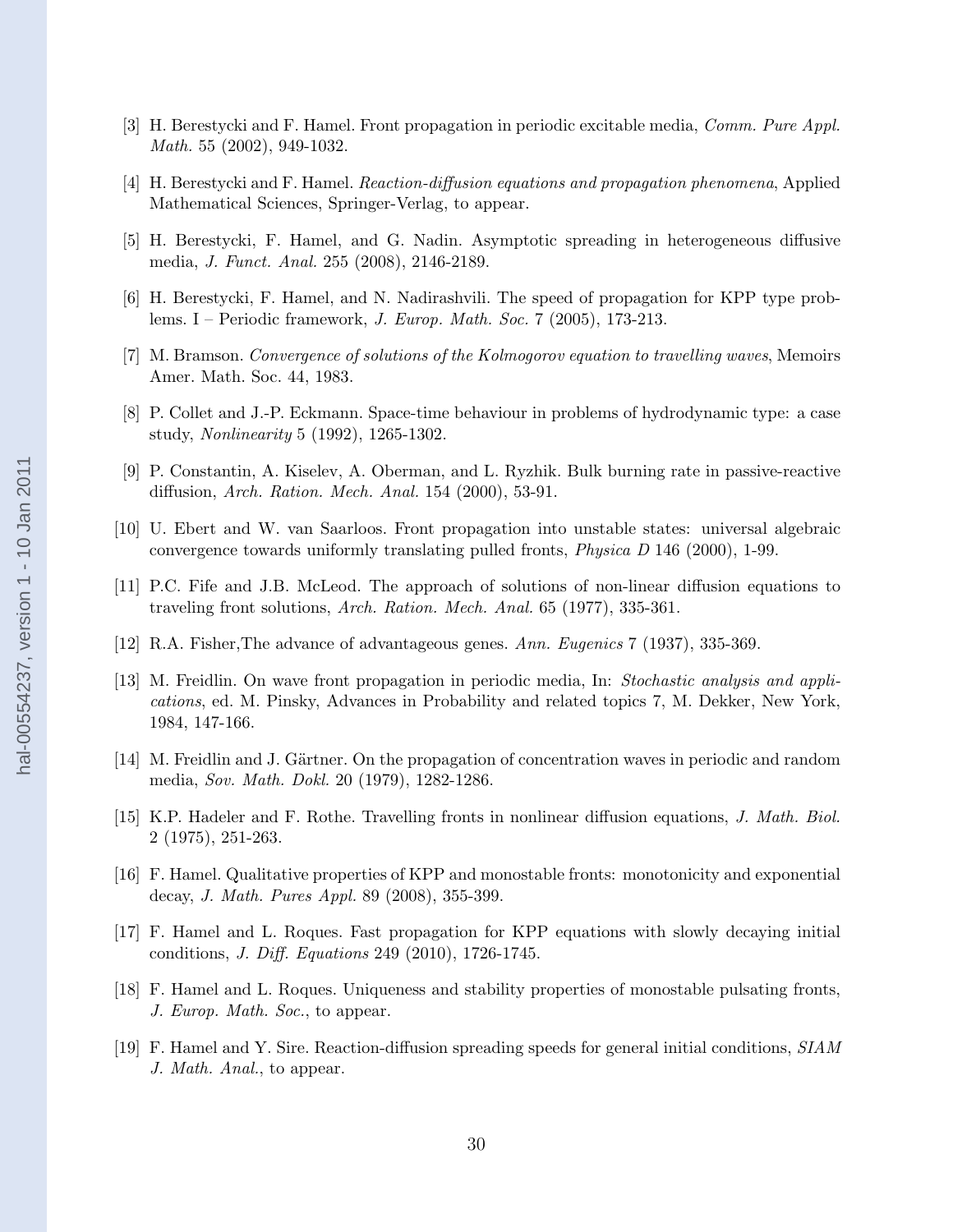[3] H. Berestycki and F. Hamel. Front propagation in periodic excitable media, *Comm. Pure Appl. Math.* 55 (2002), 949-1032.

[4] H. Berestycki and F. Hamel. *Reaction-diffusion equations and propagation phenomena*, Applied Mathematical Sciences, Springer-Verlag, to appear.

[5] H. Berestycki, F. Hamel, and G. Nadin. Asymptotic spreading in heterogeneous diffusive media, *J. Funct. Anal.* 255 (2008), 2146-2189.

[6] H. Berestycki, F. Hamel, and N. Nadirashvili. The speed of propagation for KPP type problems. I – Periodic framework, *J. Europ. Math. Soc.* 7 (2005), 173-213.

[7] M. Bramson. *Convergence of solutions of the Kolmogorov equation to travelling waves*, Memoirs Amer. Math. Soc. 44, 1983.

[8] P. Collet and J.-P. Eckmann. Space-time behaviour in problems of hydrodynamic type: a case study, *Nonlinearity* 5 (1992), 1265-1302.

[9] P. Constantin, A. Kiselev, A. Oberman, and L. Ryzhik. Bulk burning rate in passive-reactive diffusion, *Arch. Ration. Mech. Anal.* 154 (2000), 53-91.

[10] U. Ebert and W. van Saarloos. Front propagation into unstable states: universal algebraic convergence towards uniformly translating pulled fronts, *Physica D* 146 (2000), 1-99.

[11] P.C. Fife and J.B. McLeod. The approach of solutions of non-linear diffusion equations to traveling front solutions, *Arch. Ration. Mech. Anal.* 65 (1977), 335-361.

[12] R.A. Fisher,The advance of advantageous genes. *Ann. Eugenics* 7 (1937), 335-369.

[13] M. Freidlin. On wave front propagation in periodic media, In: *Stochastic analysis and applications*, ed. M. Pinsky, Advances in Probability and related topics 7, M. Dekker, New York, 1984, 147-166.

[14] M. Freidlin and J. Gärtner. On the propagation of concentration waves in periodic and random media, *Sov. Math. Dokl.* 20 (1979), 1282-1286.

[15] K.P. Hadeler and F. Rothe. Travelling fronts in nonlinear diffusion equations, *J. Math. Biol.* 2 (1975), 251-263.

[16] F. Hamel. Qualitative properties of KPP and monostable fronts: monotonicity and exponential decay, *J. Math. Pures Appl.* 89 (2008), 355-399.

[17] F. Hamel and L. Roques. Fast propagation for KPP equations with slowly decaying initial conditions, *J. Diff. Equations* 249 (2010), 1726-1745.

[18] F. Hamel and L. Roques. Uniqueness and stability properties of monostable pulsating fronts, *J. Europ. Math. Soc.*, to appear.

[19] F. Hamel and Y. Sire. Reaction-diffusion spreading speeds for general initial conditions, *SIAM J. Math. Anal.*, to appear.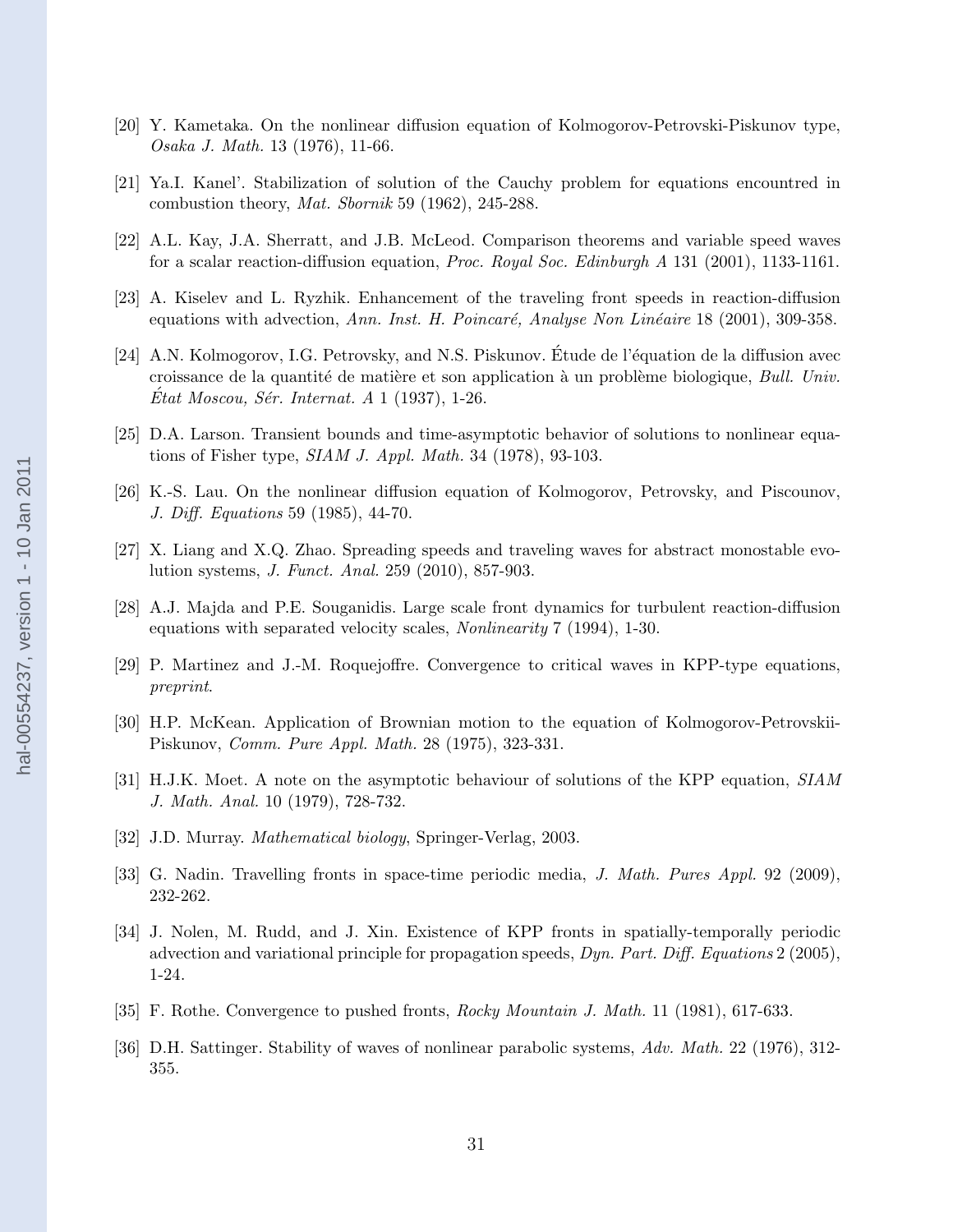[20] Y. Kametaka. On the nonlinear diffusion equation of Kolmogorov-Petrovski-Piskunov type, *Osaka J. Math.* 13 (1976), 11-66.

[21] Ya.I. Kanel'. Stabilization of solution of the Cauchy problem for equations encountred in combustion theory, *Mat. Sbornik* 59 (1962), 245-288.

[22] A.L. Kay, J.A. Sherratt, and J.B. McLeod. Comparison theorems and variable speed waves for a scalar reaction-diffusion equation, *Proc. Royal Soc. Edinburgh A* 131 (2001), 1133-1161.

[23] A. Kiselev and L. Ryzhik. Enhancement of the traveling front speeds in reaction-diffusion equations with advection, *Ann. Inst. H. Poincaré, Analyse Non Linéaire* 18 (2001), 309-358.

[24] A.N. Kolmogorov, I.G. Petrovsky, and N.S. Piskunov. Étude de l'équation de la diffusion avec croissance de la quantité de matière et son application à un problème biologique, *Bull. Univ. État Moscou, Sér. Internat. A* 1 (1937), 1-26.

[25] D.A. Larson. Transient bounds and time-asymptotic behavior of solutions to nonlinear equations of Fisher type, *SIAM J. Appl. Math.* 34 (1978), 93-103.

[26] K.-S. Lau. On the nonlinear diffusion equation of Kolmogorov, Petrovsky, and Piscounov, *J. Diff. Equations* 59 (1985), 44-70.

[27] X. Liang and X.Q. Zhao. Spreading speeds and traveling waves for abstract monostable evolution systems, *J. Funct. Anal.* 259 (2010), 857-903.

[28] A.J. Majda and P.E. Souganidis. Large scale front dynamics for turbulent reaction-diffusion equations with separated velocity scales, *Nonlinearity* 7 (1994), 1-30.

[29] P. Martinez and J.-M. Roquejoffre. Convergence to critical waves in KPP-type equations, *preprint*.

[30] H.P. McKean. Application of Brownian motion to the equation of Kolmogorov-Petrovskii-Piskunov, *Comm. Pure Appl. Math.* 28 (1975), 323-331.

[31] H.J.K. Moet. A note on the asymptotic behaviour of solutions of the KPP equation, *SIAM J. Math. Anal.* 10 (1979), 728-732.

[32] J.D. Murray. *Mathematical biology*, Springer-Verlag, 2003.

[33] G. Nadin. Travelling fronts in space-time periodic media, *J. Math. Pures Appl.* 92 (2009), 232-262.

[34] J. Nolen, M. Rudd, and J. Xin. Existence of KPP fronts in spatially-temporally periodic advection and variational principle for propagation speeds, *Dyn. Part. Diff. Equations* 2 (2005), 1-24.

[35] F. Rothe. Convergence to pushed fronts, *Rocky Mountain J. Math.* 11 (1981), 617-633.

[36] D.H. Sattinger. Stability of waves of nonlinear parabolic systems, *Adv. Math.* 22 (1976), 312-355.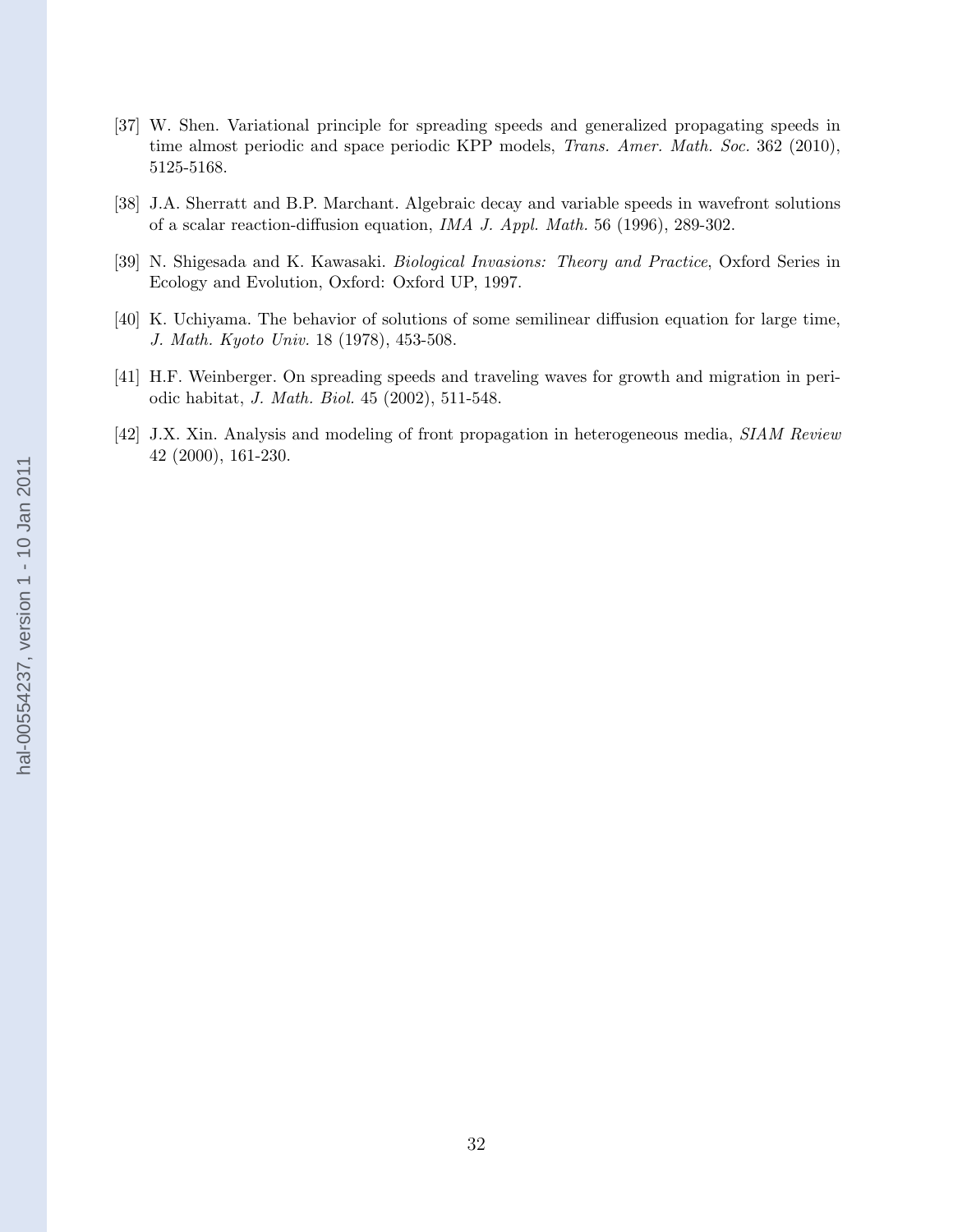[37] W. Shen. Variational principle for spreading speeds and generalized propagating speeds in time almost periodic and space periodic KPP models, *Trans. Amer. Math. Soc.* 362 (2010), 5125-5168.

[38] J.A. Sherratt and B.P. Marchant. Algebraic decay and variable speeds in wavefront solutions of a scalar reaction-diffusion equation, *IMA J. Appl. Math.* 56 (1996), 289-302.

[39] N. Shigesada and K. Kawasaki. *Biological Invasions: Theory and Practice*, Oxford Series in Ecology and Evolution, Oxford: Oxford UP, 1997.

[40] K. Uchiyama. The behavior of solutions of some semilinear diffusion equation for large time, *J. Math. Kyoto Univ.* 18 (1978), 453-508.

[41] H.F. Weinberger. On spreading speeds and traveling waves for growth and migration in periodic habitat, *J. Math. Biol.* 45 (2002), 511-548.

[42] J.X. Xin. Analysis and modeling of front propagation in heterogeneous media, *SIAM Review* 42 (2000), 161-230.